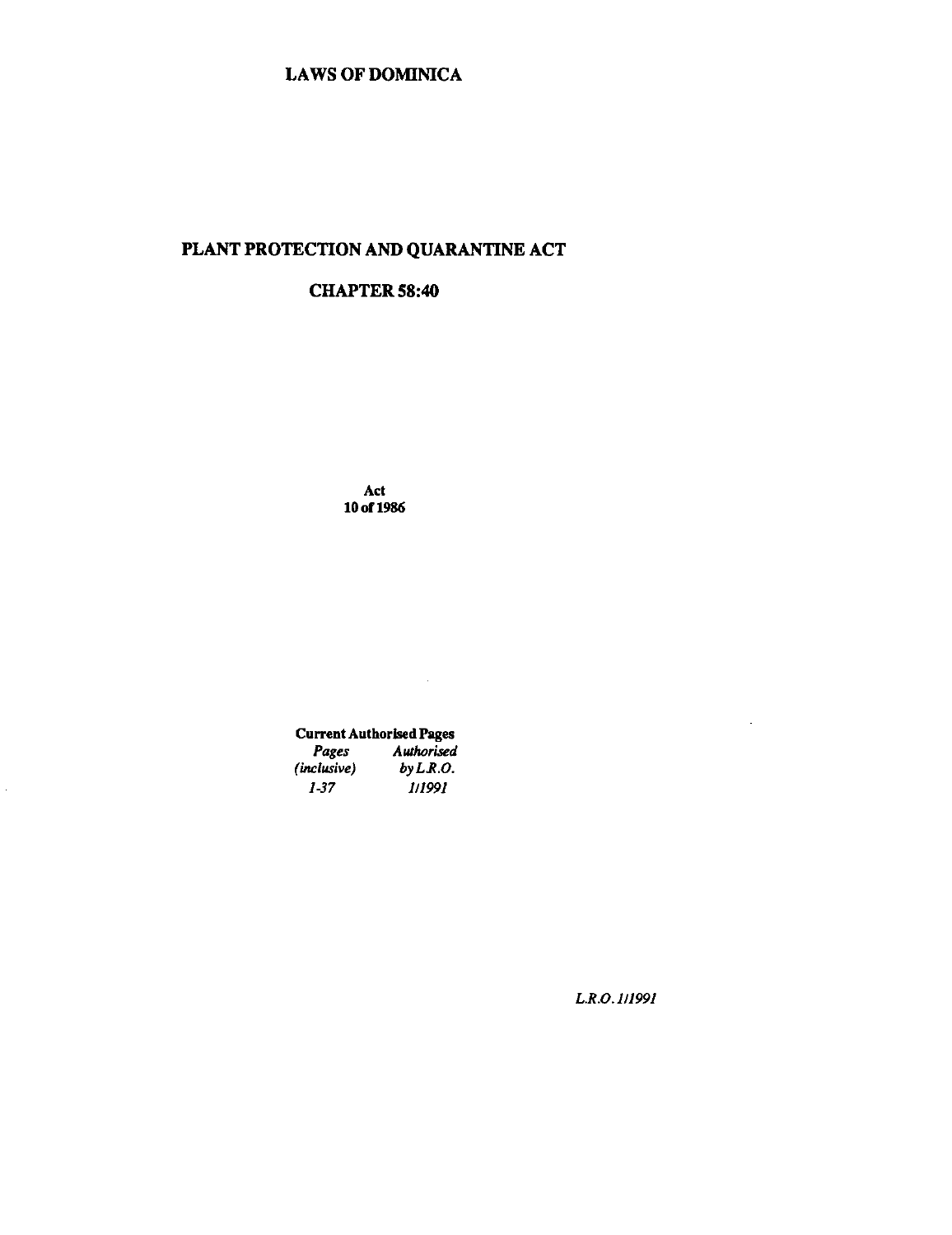# LAWS OF DOMINICA

## PLANT PROTECTION AND QUARANTINE ACT

## CHAPTER 58:40

Act
10 of 1986

**Current Authorised Pages**

| *Pages (inclusive)* | *Authorised by L.R.O.* |
| --- | --- |
| *1-37* | *1/1991* |

*L.R.O. 1/1991*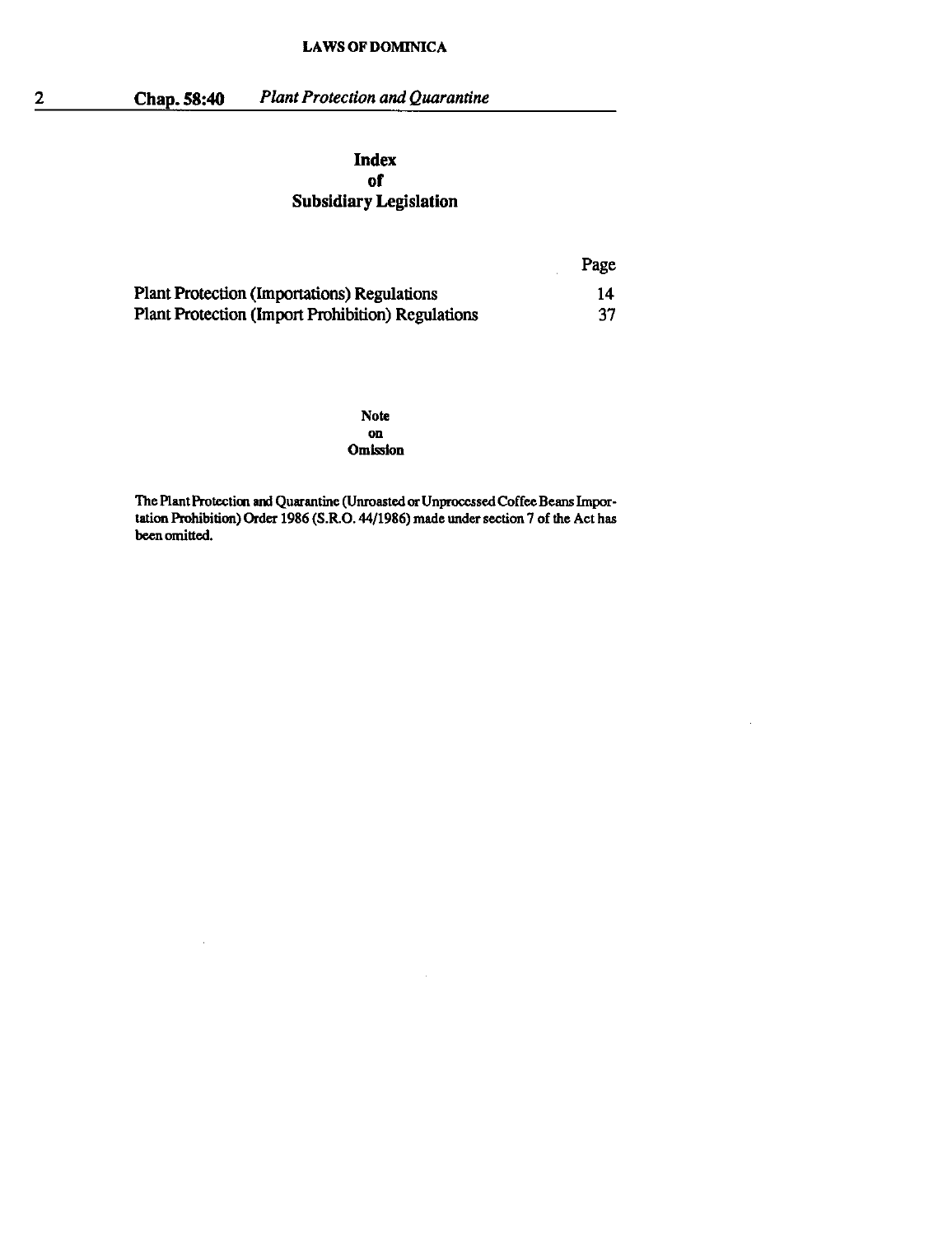# Index of Subsidiary Legislation

| | Page |
|---|---|
| Plant Protection (Importations) Regulations | 14 |
| Plant Protection (Import Prohibition) Regulations | 37 |

### Note on Omission

The Plant Protection and Quarantine (Unroasted or Unprocessed Coffee Beans Importation Prohibition) Order 1986 (S.R.O. 44/1986) made under section 7 of the Act has been omitted.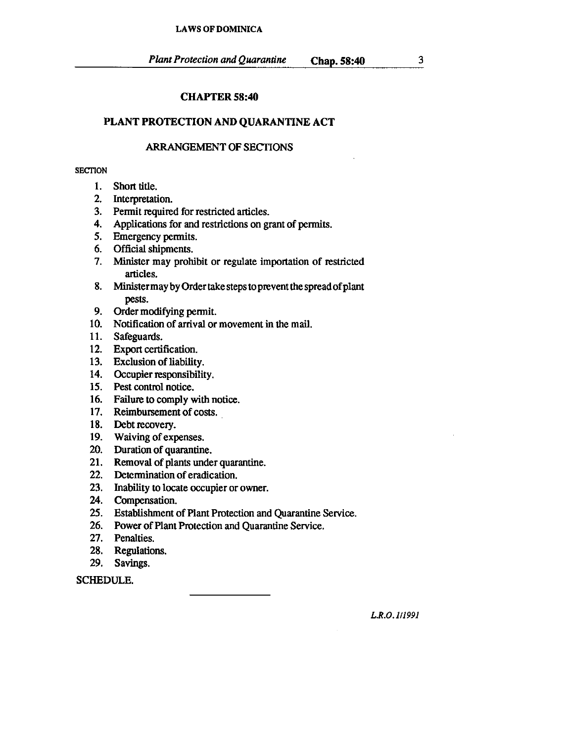# CHAPTER 58:40

## PLANT PROTECTION AND QUARANTINE ACT

### ARRANGEMENT OF SECTIONS

SECTION

1. Short title.
2. Interpretation.
3. Permit required for restricted articles.
4. Applications for and restrictions on grant of permits.
5. Emergency permits.
6. Official shipments.
7. Minister may prohibit or regulate importation of restricted articles.
8. Minister may by Order take steps to prevent the spread of plant pests.
9. Order modifying permit.
10. Notification of arrival or movement in the mail.
11. Safeguards.
12. Export certification.
13. Exclusion of liability.
14. Occupier responsibility.
15. Pest control notice.
16. Failure to comply with notice.
17. Reimbursement of costs.
18. Debt recovery.
19. Waiving of expenses.
20. Duration of quarantine.
21. Removal of plants under quarantine.
22. Determination of eradication.
23. Inability to locate occupier or owner.
24. Compensation.
25. Establishment of Plant Protection and Quarantine Service.
26. Power of Plant Protection and Quarantine Service.
27. Penalties.
28. Regulations.
29. Savings.

SCHEDULE.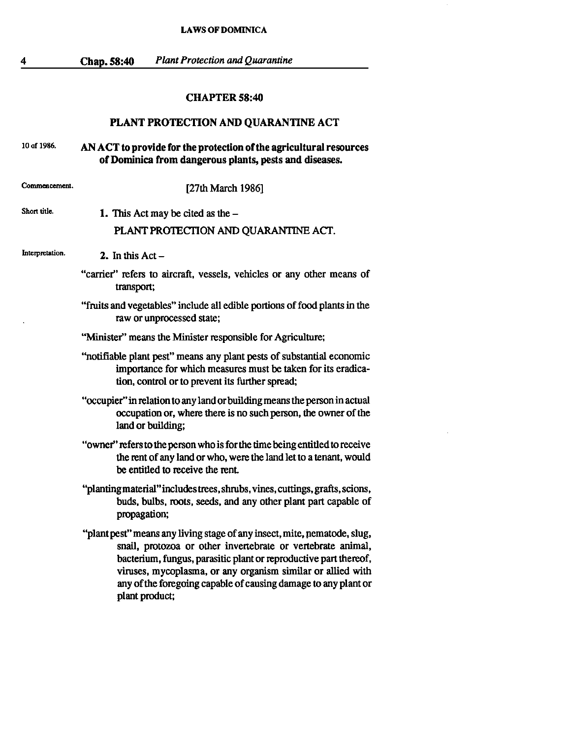## CHAPTER 58:40

## PLANT PROTECTION AND QUARANTINE ACT

10 of 1986.

**AN ACT to provide for the protection of the agricultural resources of Dominica from dangerous plants, pests and diseases.**

Commencement.

[27th March 1986]

Short title.

**1.** This Act may be cited as the –

PLANT PROTECTION AND QUARANTINE ACT.

Interpretation.

**2.** In this Act –

"carrier" refers to aircraft, vessels, vehicles or any other means of transport;

"fruits and vegetables" include all edible portions of food plants in the raw or unprocessed state;

"Minister" means the Minister responsible for Agriculture;

"notifiable plant pest" means any plant pests of substantial economic importance for which measures must be taken for its eradication, control or to prevent its further spread;

"occupier" in relation to any land or building means the person in actual occupation or, where there is no such person, the owner of the land or building;

"owner" refers to the person who is for the time being entitled to receive the rent of any land or who, were the land let to a tenant, would be entitled to receive the rent.

"planting material" includes trees, shrubs, vines, cuttings, grafts, scions, buds, bulbs, roots, seeds, and any other plant part capable of propagation;

"plant pest" means any living stage of any insect, mite, nematode, slug, snail, protozoa or other invertebrate or vertebrate animal, bacterium, fungus, parasitic plant or reproductive part thereof, viruses, mycoplasma, or any organism similar or allied with any of the foregoing capable of causing damage to any plant or plant product;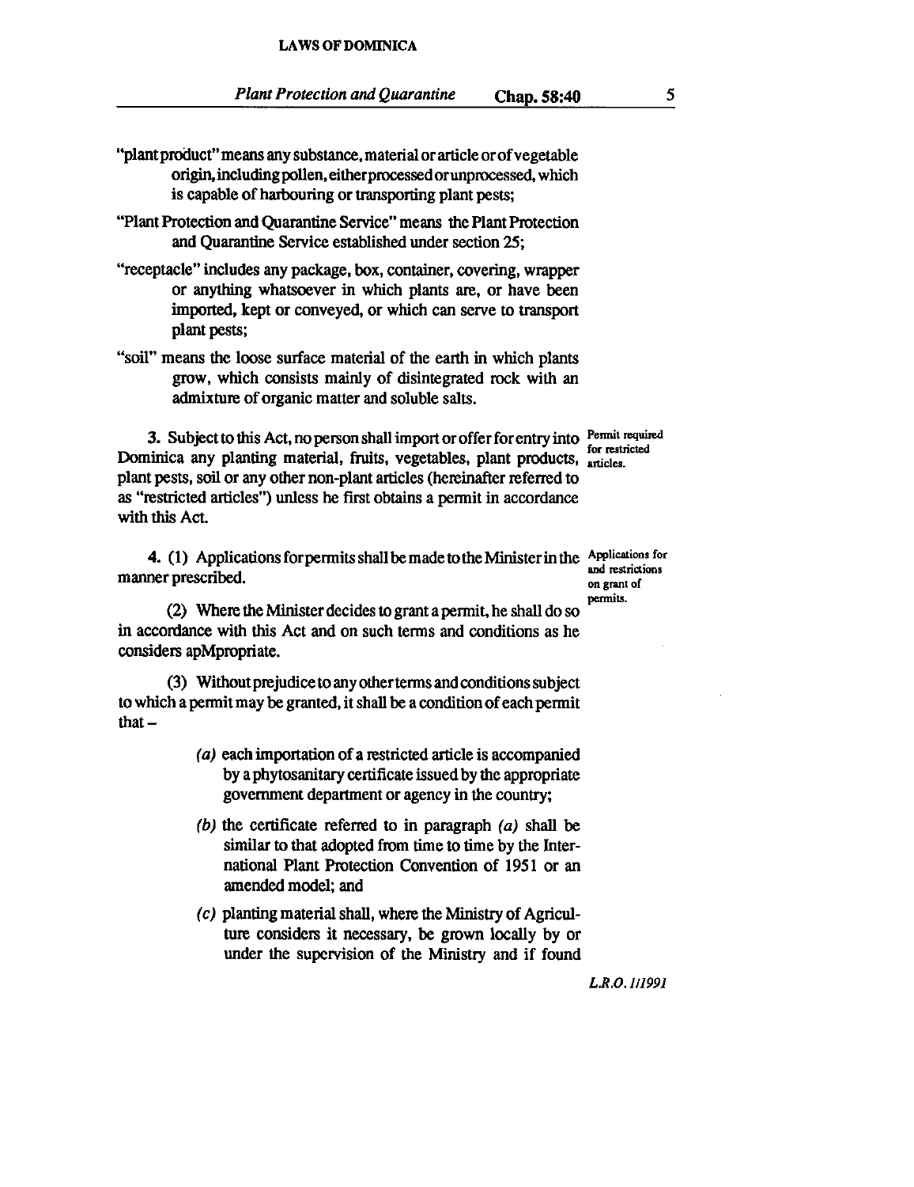"plant product" means any substance, material or article or of vegetable origin, including pollen, either processed or unprocessed, which is capable of harbouring or transporting plant pests;

"Plant Protection and Quarantine Service" means the Plant Protection and Quarantine Service established under section 25;

"receptacle" includes any package, box, container, covering, wrapper or anything whatsoever in which plants are, or have been imported, kept or conveyed, or which can serve to transport plant pests;

"soil" means the loose surface material of the earth in which plants grow, which consists mainly of disintegrated rock with an admixture of organic matter and soluble salts.

**Permit required for restricted articles.**

3. Subject to this Act, no person shall import or offer for entry into Dominica any planting material, fruits, vegetables, plant products, plant pests, soil or any other non-plant articles (hereinafter referred to as "restricted articles") unless he first obtains a permit in accordance with this Act.

**Applications for and restrictions on grant of permits.**

4. (1) Applications for permits shall be made to the Minister in the manner prescribed.

(2) Where the Minister decides to grant a permit, he shall do so in accordance with this Act and on such terms and conditions as he considers apMpropriate.

(3) Without prejudice to any other terms and conditions subject to which a permit may be granted, it shall be a condition of each permit that –

*(a)* each importation of a restricted article is accompanied by a phytosanitary certificate issued by the appropriate government department or agency in the country;

*(b)* the certificate referred to in paragraph *(a)* shall be similar to that adopted from time to time by the International Plant Protection Convention of 1951 or an amended model; and

*(c)* planting material shall, where the Ministry of Agriculture considers it necessary, be grown locally by or under the supervision of the Ministry and if found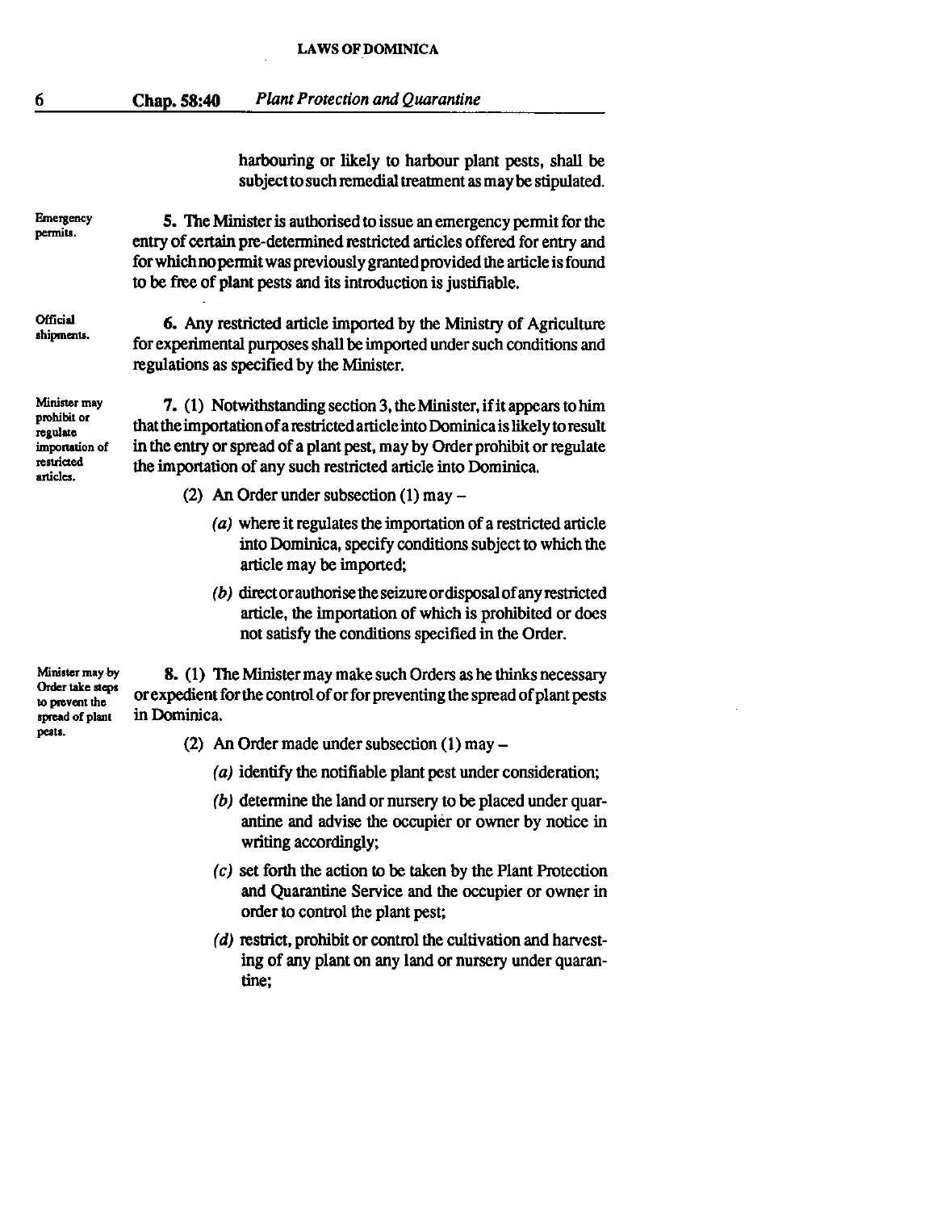harbouring or likely to harbour plant pests, shall be subject to such remedial treatment as may be stipulated.

Emergency permits.

**5.** The Minister is authorised to issue an emergency permit for the entry of certain pre-determined restricted articles offered for entry and for which no permit was previously granted provided the article is found to be free of plant pests and its introduction is justifiable.

Official shipments.

**6.** Any restricted article imported by the Ministry of Agriculture for experimental purposes shall be imported under such conditions and regulations as specified by the Minister.

Minister may prohibit or regulate importation of restricted articles.

**7.** (1) Notwithstanding section 3, the Minister, if it appears to him that the importation of a restricted article into Dominica is likely to result in the entry or spread of a plant pest, may by Order prohibit or regulate the importation of any such restricted article into Dominica.

(2) An Order under subsection (1) may –

*(a)* where it regulates the importation of a restricted article into Dominica, specify conditions subject to which the article may be imported;

*(b)* direct or authorise the seizure or disposal of any restricted article, the importation of which is prohibited or does not satisfy the conditions specified in the Order.

Minister may by Order take steps to prevent the spread of plant pests.

**8.** (1) The Minister may make such Orders as he thinks necessary or expedient for the control of or for preventing the spread of plant pests in Dominica.

(2) An Order made under subsection (1) may –

*(a)* identify the notifiable plant pest under consideration;

*(b)* determine the land or nursery to be placed under quarantine and advise the occupier or owner by notice in writing accordingly;

*(c)* set forth the action to be taken by the Plant Protection and Quarantine Service and the occupier or owner in order to control the plant pest;

*(d)* restrict, prohibit or control the cultivation and harvesting of any plant on any land or nursery under quarantine;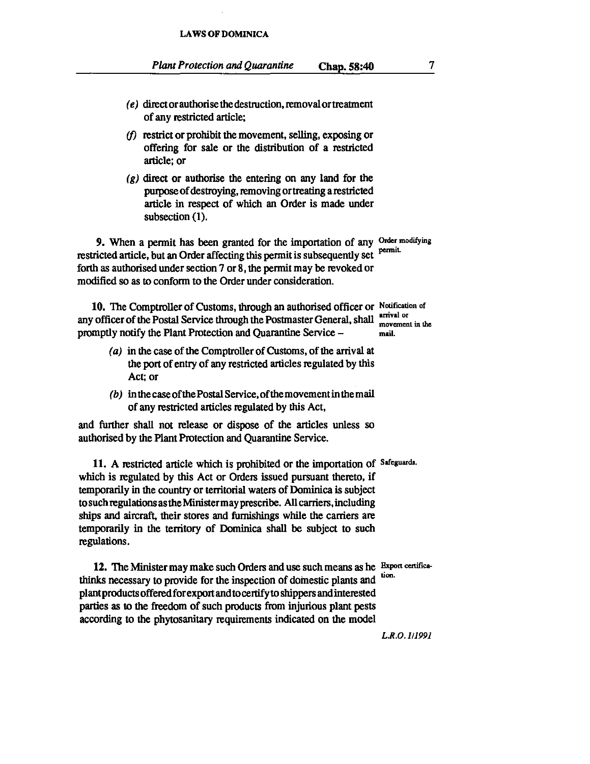(e) direct or authorise the destruction, removal or treatment of any restricted article;

(f) restrict or prohibit the movement, selling, exposing or offering for sale or the distribution of a restricted article; or

(g) direct or authorise the entering on any land for the purpose of destroying, removing or treating a restricted article in respect of which an Order is made under subsection (1).

**9.** When a permit has been granted for the importation of any restricted article, but an Order affecting this permit is subsequently set forth as authorised under section 7 or 8, the permit may be revoked or modified so as to conform to the Order under consideration.

Order modifying permit.

**10.** The Comptroller of Customs, through an authorised officer or any officer of the Postal Service through the Postmaster General, shall promptly notify the Plant Protection and Quarantine Service –

Notification of arrival or movement in the mail.

(a) in the case of the Comptroller of Customs, of the arrival at the port of entry of any restricted articles regulated by this Act; or

(b) in the case of the Postal Service, of the movement in the mail of any restricted articles regulated by this Act,

and further shall not release or dispose of the articles unless so authorised by the Plant Protection and Quarantine Service.

**11.** A restricted article which is prohibited or the importation of which is regulated by this Act or Orders issued pursuant thereto, if temporarily in the country or territorial waters of Dominica is subject to such regulations as the Minister may prescribe. All carriers, including ships and aircraft, their stores and furnishings while the carriers are temporarily in the territory of Dominica shall be subject to such regulations.

Safeguards.

**12.** The Minister may make such Orders and use such means as he thinks necessary to provide for the inspection of domestic plants and plant products offered for export and to certify to shippers and interested parties as to the freedom of such products from injurious plant pests according to the phytosanitary requirements indicated on the model

Export certification.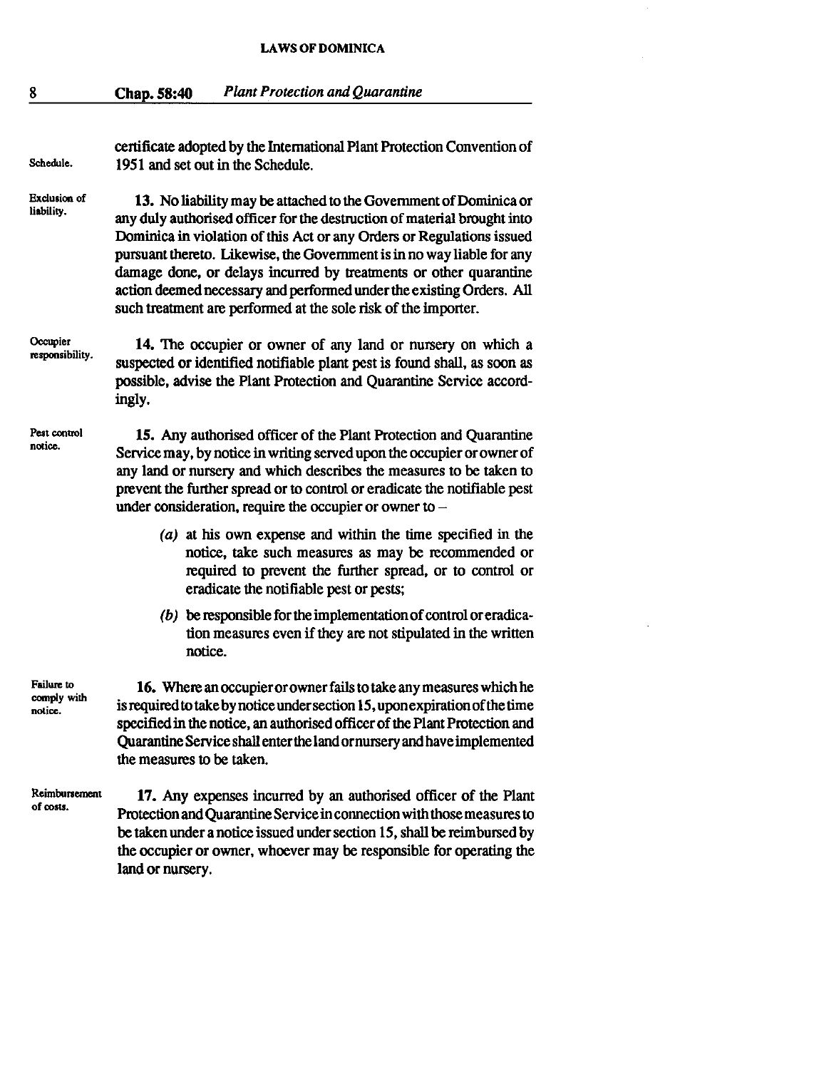certificate adopted by the International Plant Protection Convention of 1951 and set out in the Schedule.

Exclusion of liability.

**13.** No liability may be attached to the Government of Dominica or any duly authorised officer for the destruction of material brought into Dominica in violation of this Act or any Orders or Regulations issued pursuant thereto. Likewise, the Government is in no way liable for any damage done, or delays incurred by treatments or other quarantine action deemed necessary and performed under the existing Orders. All such treatment are performed at the sole risk of the importer.

Occupier responsibility.

**14.** The occupier or owner of any land or nursery on which a suspected or identified notifiable plant pest is found shall, as soon as possible, advise the Plant Protection and Quarantine Service accordingly.

Pest control notice.

**15.** Any authorised officer of the Plant Protection and Quarantine Service may, by notice in writing served upon the occupier or owner of any land or nursery and which describes the measures to be taken to prevent the further spread or to control or eradicate the notifiable pest under consideration, require the occupier or owner to –

*(a)* at his own expense and within the time specified in the notice, take such measures as may be recommended or required to prevent the further spread, or to control or eradicate the notifiable pest or pests;

*(b)* be responsible for the implementation of control or eradication measures even if they are not stipulated in the written notice.

Failure to comply with notice.

**16.** Where an occupier or owner fails to take any measures which he is required to take by notice under section 15, upon expiration of the time specified in the notice, an authorised officer of the Plant Protection and Quarantine Service shall enter the land or nursery and have implemented the measures to be taken.

Reimbursement of costs.

**17.** Any expenses incurred by an authorised officer of the Plant Protection and Quarantine Service in connection with those measures to be taken under a notice issued under section 15, shall be reimbursed by the occupier or owner, whoever may be responsible for operating the land or nursery.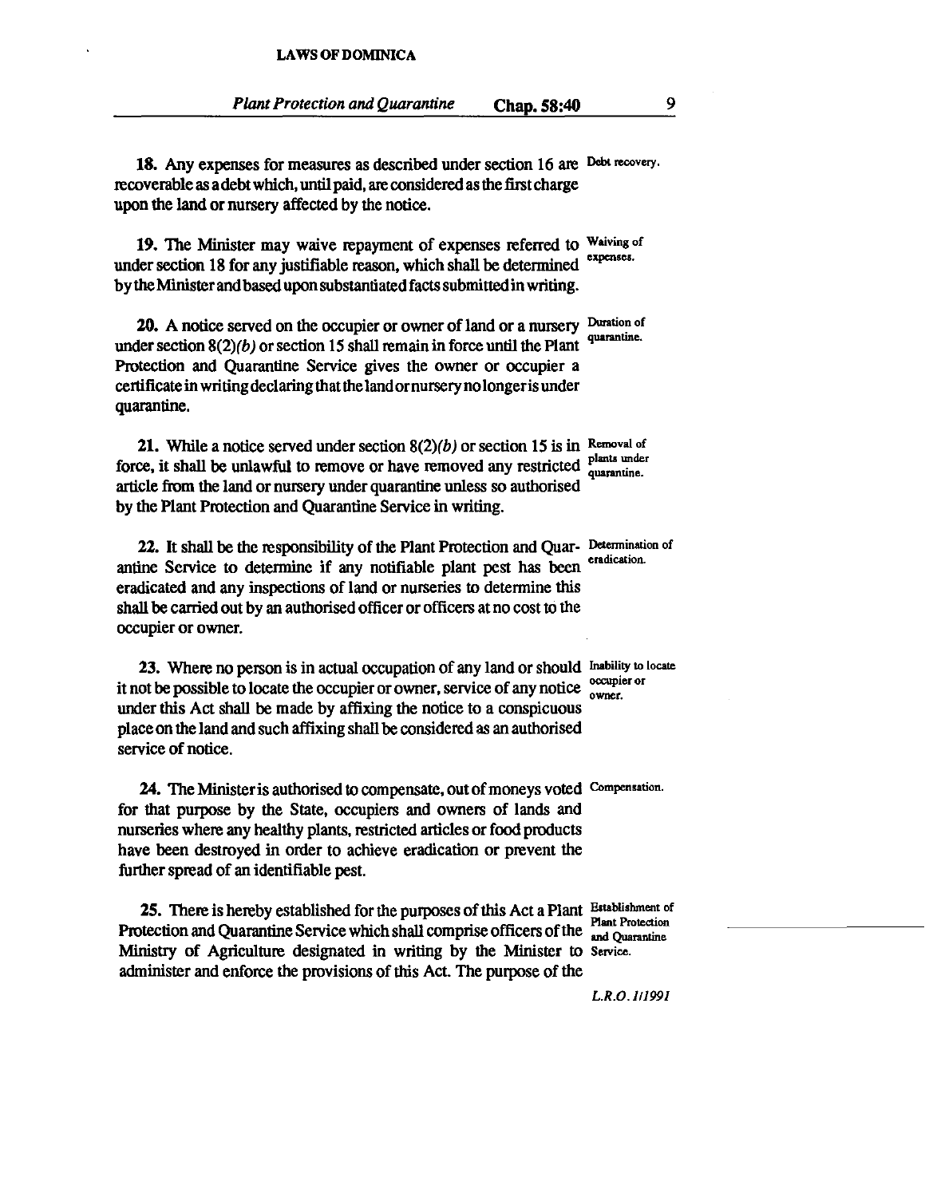**18.** Any expenses for measures as described under section 16 are recoverable as a debt which, until paid, are considered as the first charge upon the land or nursery affected by the notice.

*Debt recovery.*

**19.** The Minister may waive repayment of expenses referred to under section 18 for any justifiable reason, which shall be determined by the Minister and based upon substantiated facts submitted in writing.

*Waiving of expenses.*

**20.** A notice served on the occupier or owner of land or a nursery under section 8(2)*(b)* or section 15 shall remain in force until the Plant Protection and Quarantine Service gives the owner or occupier a certificate in writing declaring that the land or nursery no longer is under quarantine.

*Duration of quarantine.*

**21.** While a notice served under section 8(2)*(b)* or section 15 is in force, it shall be unlawful to remove or have removed any restricted article from the land or nursery under quarantine unless so authorised by the Plant Protection and Quarantine Service in writing.

*Removal of plants under quarantine.*

**22.** It shall be the responsibility of the Plant Protection and Quarantine Service to determine if any notifiable plant pest has been eradicated and any inspections of land or nurseries to determine this shall be carried out by an authorised officer or officers at no cost to the occupier or owner.

*Determination of eradication.*

**23.** Where no person is in actual occupation of any land or should it not be possible to locate the occupier or owner, service of any notice under this Act shall be made by affixing the notice to a conspicuous place on the land and such affixing shall be considered as an authorised service of notice.

*Inability to locate occupier or owner.*

**24.** The Minister is authorised to compensate, out of moneys voted for that purpose by the State, occupiers and owners of lands and nurseries where any healthy plants, restricted articles or food products have been destroyed in order to achieve eradication or prevent the further spread of an identifiable pest.

*Compensation.*

**25.** There is hereby established for the purposes of this Act a Plant Protection and Quarantine Service which shall comprise officers of the Ministry of Agriculture designated in writing by the Minister to administer and enforce the provisions of this Act. The purpose of the

*Establishment of Plant Protection and Quarantine Service.*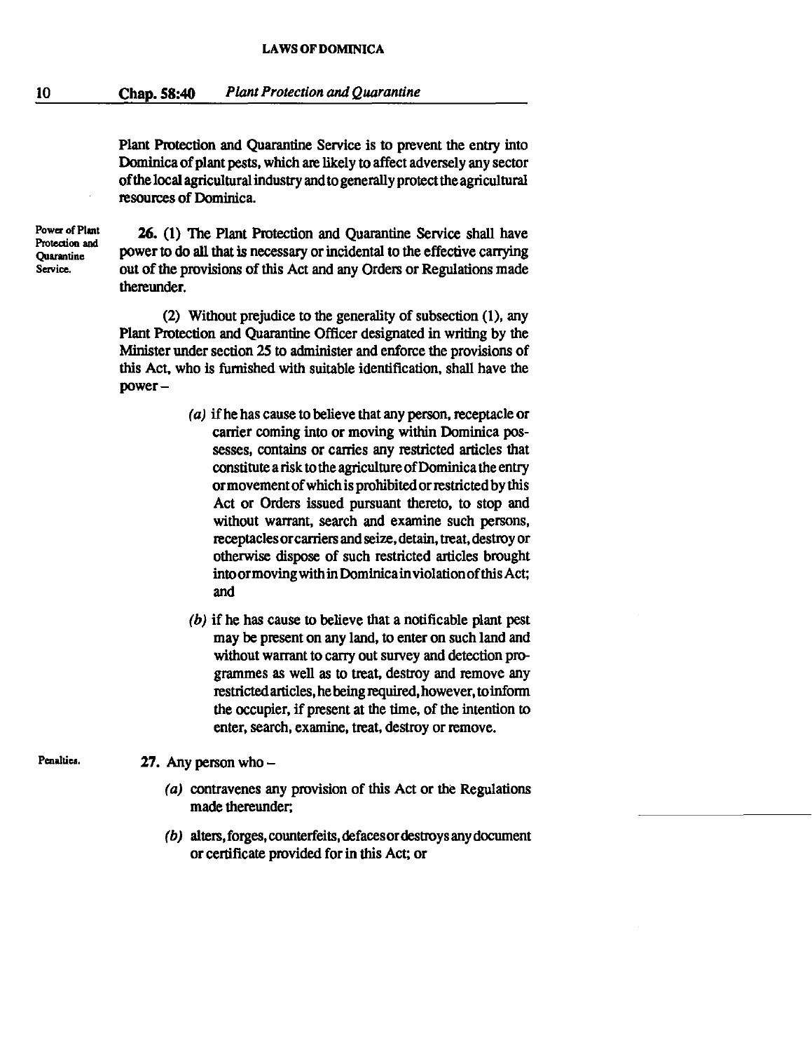Plant Protection and Quarantine Service is to prevent the entry into Dominica of plant pests, which are likely to affect adversely any sector of the local agricultural industry and to generally protect the agricultural resources of Dominica.

Power of Plant Protection and Quarantine Service.

**26.** (1) The Plant Protection and Quarantine Service shall have power to do all that is necessary or incidental to the effective carrying out of the provisions of this Act and any Orders or Regulations made thereunder.

(2) Without prejudice to the generality of subsection (1), any Plant Protection and Quarantine Officer designated in writing by the Minister under section 25 to administer and enforce the provisions of this Act, who is furnished with suitable identification, shall have the power –

*(a)* if he has cause to believe that any person, receptacle or carrier coming into or moving within Dominica possesses, contains or carries any restricted articles that constitute a risk to the agriculture of Dominica the entry or movement of which is prohibited or restricted by this Act or Orders issued pursuant thereto, to stop and without warrant, search and examine such persons, receptacles or carriers and seize, detain, treat, destroy or otherwise dispose of such restricted articles brought into or moving within Dominica in violation of this Act; and

*(b)* if he has cause to believe that a notifiable plant pest may be present on any land, to enter on such land and without warrant to carry out survey and detection programmes as well as to treat, destroy and remove any restricted articles, he being required, however, to inform the occupier, if present at the time, of the intention to enter, search, examine, treat, destroy or remove.

Penalties.

**27.** Any person who –

*(a)* contravenes any provision of this Act or the Regulations made thereunder;

*(b)* alters, forges, counterfeits, defaces or destroys any document or certificate provided for in this Act; or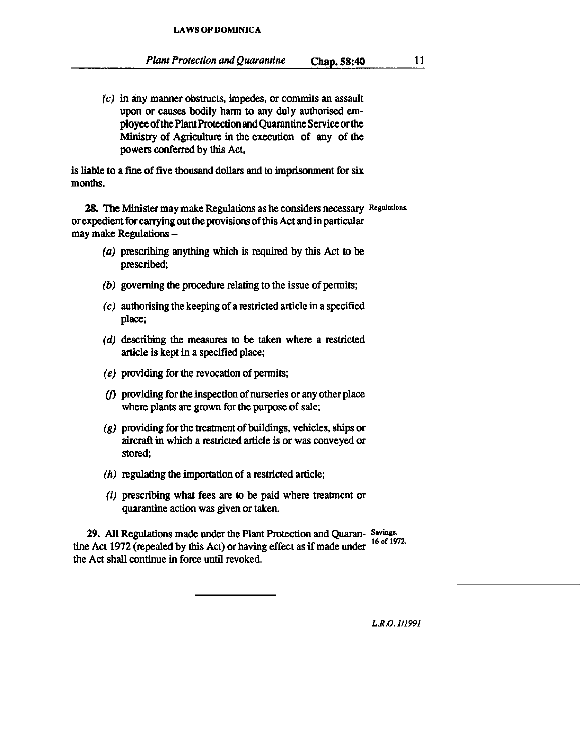(c) in any manner obstructs, impedes, or commits an assault upon or causes bodily harm to any duly authorised employee of the Plant Protection and Quarantine Service or the Ministry of Agriculture in the execution of any of the powers conferred by this Act,

is liable to a fine of five thousand dollars and to imprisonment for six months.

**28.** The Minister may make Regulations as he considers necessary or expedient for carrying out the provisions of this Act and in particular may make Regulations – Regulations.

(a) prescribing anything which is required by this Act to be prescribed;

(b) governing the procedure relating to the issue of permits;

(c) authorising the keeping of a restricted article in a specified place;

(d) describing the measures to be taken where a restricted article is kept in a specified place;

(e) providing for the revocation of permits;

(f) providing for the inspection of nurseries or any other place where plants are grown for the purpose of sale;

(g) providing for the treatment of buildings, vehicles, ships or aircraft in which a restricted article is or was conveyed or stored;

(h) regulating the importation of a restricted article;

(i) prescribing what fees are to be paid where treatment or quarantine action was given or taken.

**29.** All Regulations made under the Plant Protection and Quarantine Act 1972 (repealed by this Act) or having effect as if made under the Act shall continue in force until revoked. Savings. 16 of 1972.

L.R.O. 1/1991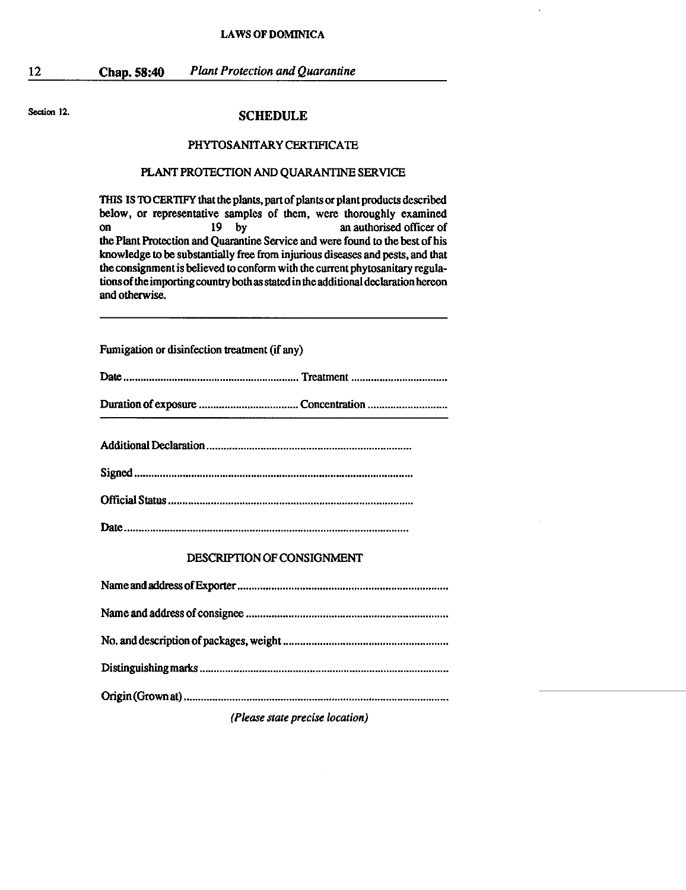Section 12.

# SCHEDULE

## PHYTOSANITARY CERTIFICATE

## PLANT PROTECTION AND QUARANTINE SERVICE

THIS IS TO CERTIFY that the plants, part of plants or plant products described below, or representative samples of them, were thoroughly examined on 19 by an authorised officer of the Plant Protection and Quarantine Service and were found to the best of his knowledge to be substantially free from injurious diseases and pests, and that the consignment is believed to conform with the current phytosanitary regulations of the importing country both as stated in the additional declaration hereon and otherwise.

---

Fumigation or disinfection treatment (if any)

Date .............................................................. Treatment ..................................

Duration of exposure ................................... Concentration ............................

---

Additional Declaration ......................................................................

Signed ...............................................................................................

Official Status ....................................................................................

Date ..................................................................................................

## DESCRIPTION OF CONSIGNMENT

Name and address of Exporter ..........................................................................

Name and address of consignee ......................................................................

No. and description of packages, weight ..........................................................

Distinguishing marks .......................................................................................

Origin (Grown at) ............................................................................................

*(Please state precise location)*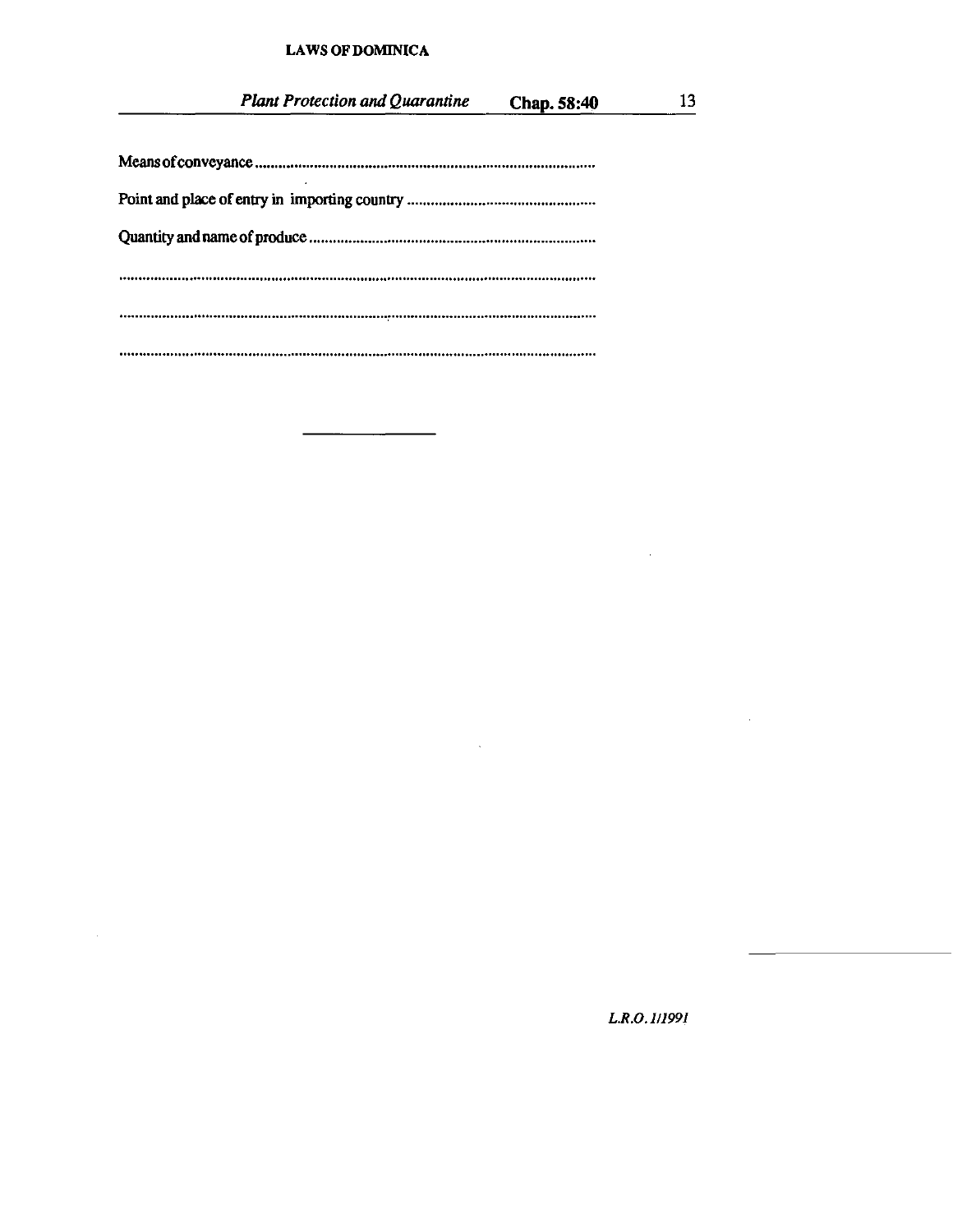Means of conveyance ......................................................................................

Point and place of entry in importing country ...............................................

Quantity and name of produce ........................................................................

......................................................................................................................

......................................................................................................................

......................................................................................................................

---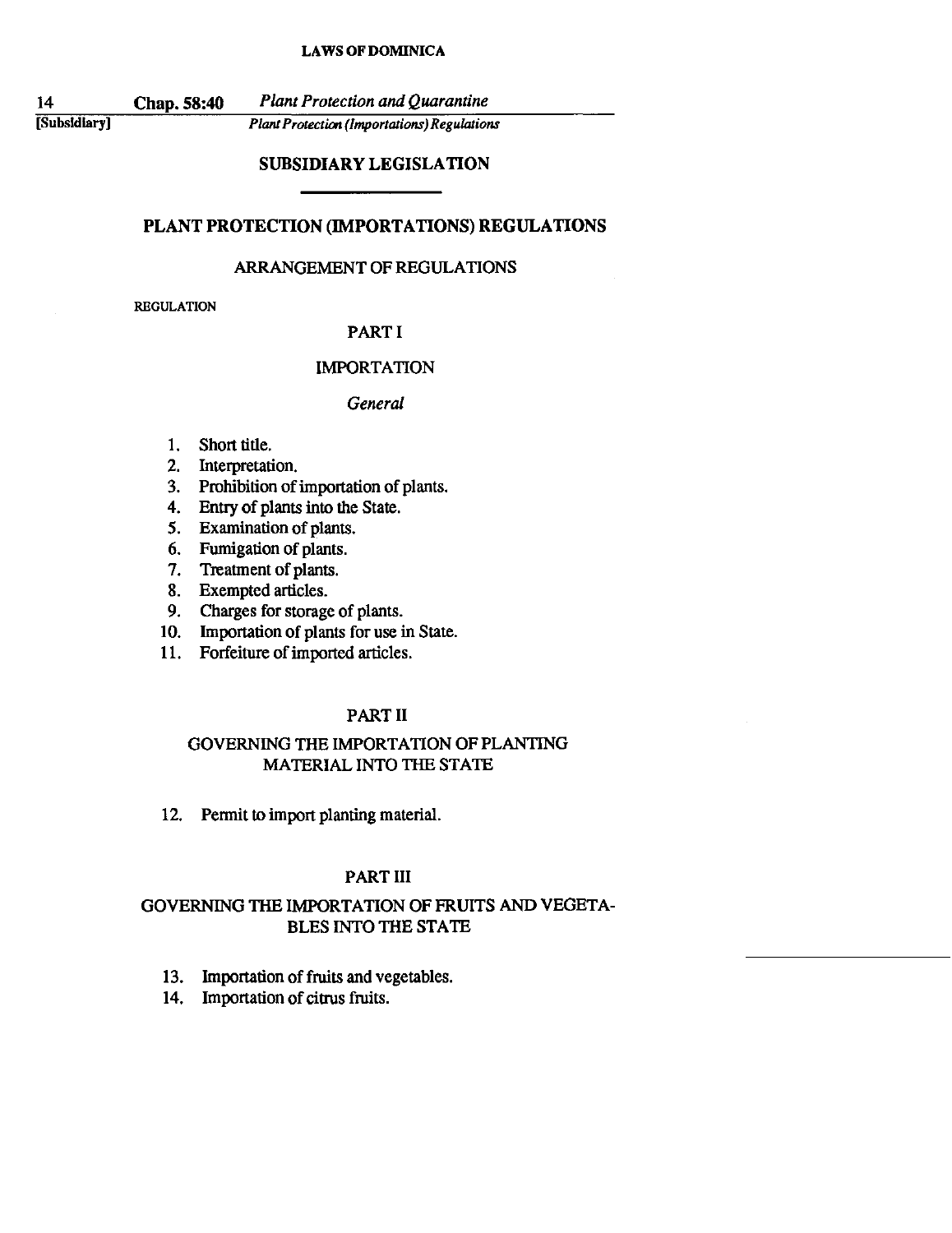## SUBSIDIARY LEGISLATION

# PLANT PROTECTION (IMPORTATIONS) REGULATIONS

## ARRANGEMENT OF REGULATIONS

REGULATION

### PART I

### IMPORTATION

*General*

1. Short title.
2. Interpretation.
3. Prohibition of importation of plants.
4. Entry of plants into the State.
5. Examination of plants.
6. Fumigation of plants.
7. Treatment of plants.
8. Exempted articles.
9. Charges for storage of plants.
10. Importation of plants for use in State.
11. Forfeiture of imported articles.

### PART II

### GOVERNING THE IMPORTATION OF PLANTING MATERIAL INTO THE STATE

12. Permit to import planting material.

### PART III

### GOVERNING THE IMPORTATION OF FRUITS AND VEGETABLES INTO THE STATE

13. Importation of fruits and vegetables.
14. Importation of citrus fruits.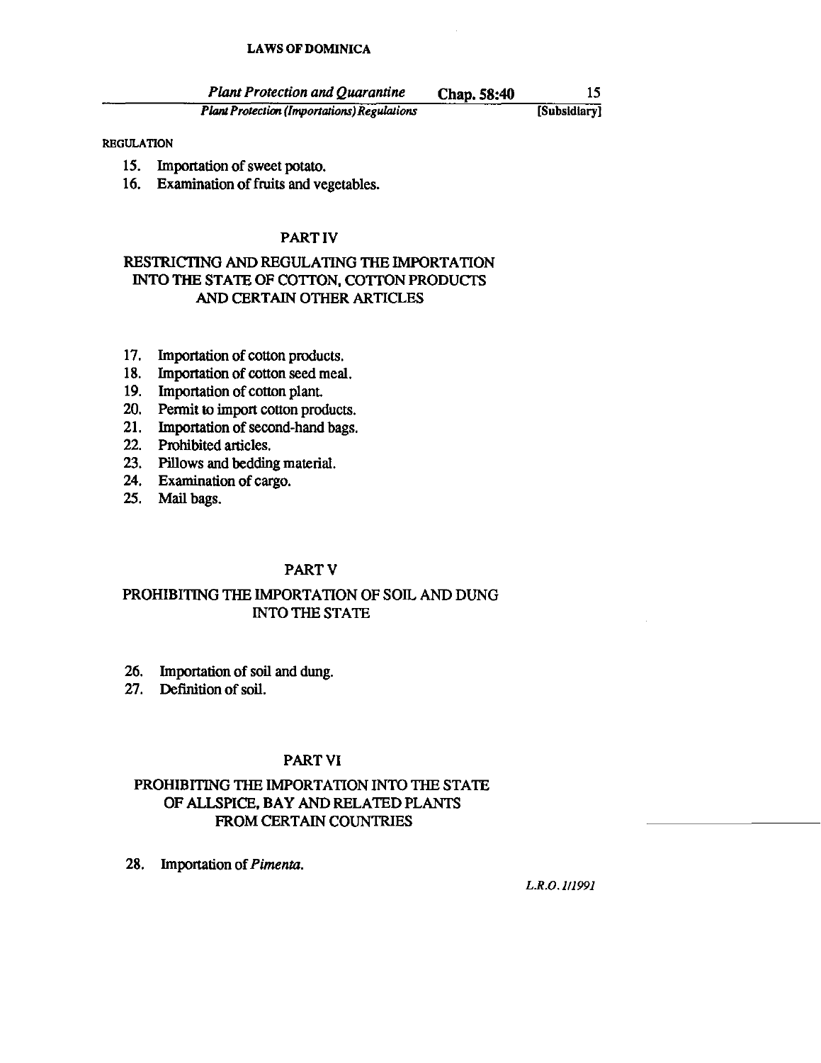REGULATION

15. Importation of sweet potato.
16. Examination of fruits and vegetables.

## PART IV

## RESTRICTING AND REGULATING THE IMPORTATION INTO THE STATE OF COTTON, COTTON PRODUCTS AND CERTAIN OTHER ARTICLES

17. Importation of cotton products.
18. Importation of cotton seed meal.
19. Importation of cotton plant.
20. Permit to import cotton products.
21. Importation of second-hand bags.
22. Prohibited articles.
23. Pillows and bedding material.
24. Examination of cargo.
25. Mail bags.

## PART V

## PROHIBITING THE IMPORTATION OF SOIL AND DUNG INTO THE STATE

26. Importation of soil and dung.
27. Definition of soil.

## PART VI

## PROHIBITING THE IMPORTATION INTO THE STATE OF ALLSPICE, BAY AND RELATED PLANTS FROM CERTAIN COUNTRIES

28. Importation of *Pimenta*.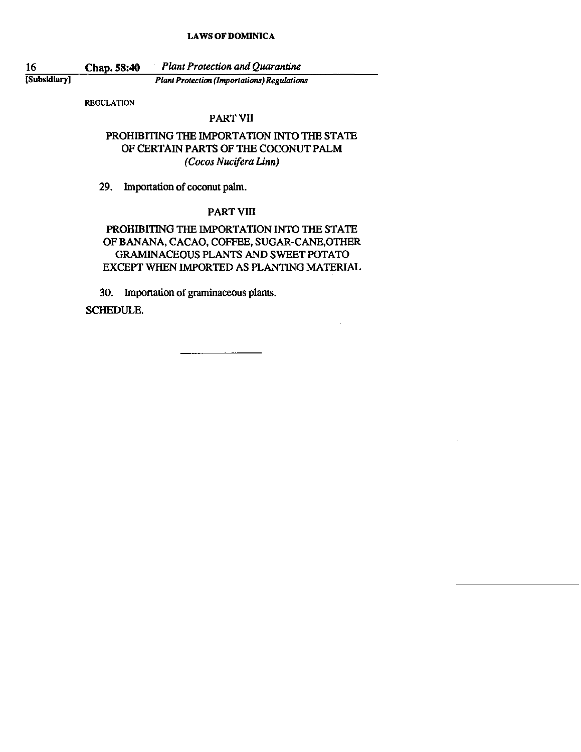REGULATION

## PART VII

## PROHIBITING THE IMPORTATION INTO THE STATE OF CERTAIN PARTS OF THE COCONUT PALM *(Cocos Nucifera Linn)*

29. Importation of coconut palm.

## PART VIII

## PROHIBITING THE IMPORTATION INTO THE STATE OF BANANA, CACAO, COFFEE, SUGAR-CANE,OTHER GRAMINACEOUS PLANTS AND SWEET POTATO EXCEPT WHEN IMPORTED AS PLANTING MATERIAL

30. Importation of graminaceous plants.

SCHEDULE.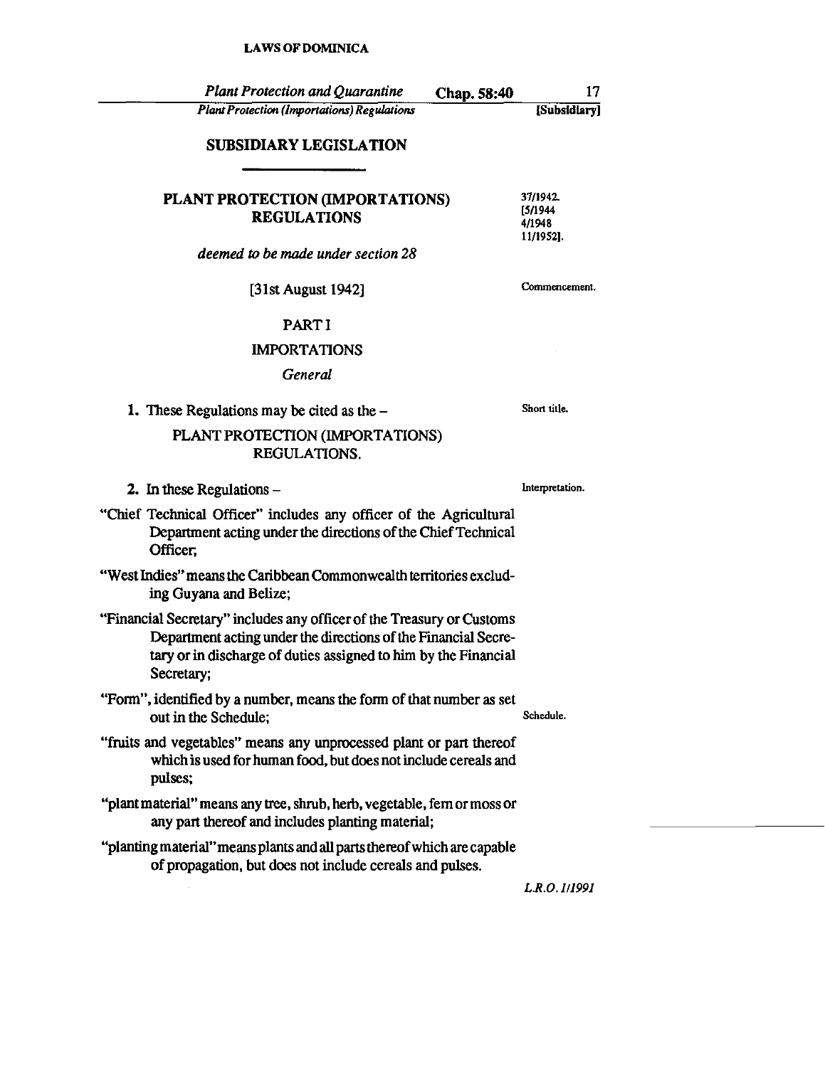## SUBSIDIARY LEGISLATION

# PLANT PROTECTION (IMPORTATIONS) REGULATIONS

37/1942. [5/1944 4/1948 11/1952].

*deemed to be made under section 28*

[31st August 1942] Commencement.

## PART I

## IMPORTATIONS

### *General*

Short title.

**1.** These Regulations may be cited as the –

PLANT PROTECTION (IMPORTATIONS) REGULATIONS.

Interpretation.

**2.** In these Regulations –

"Chief Technical Officer" includes any officer of the Agricultural Department acting under the directions of the Chief Technical Officer;

"West Indies" means the Caribbean Commonwealth territories excluding Guyana and Belize;

"Financial Secretary" includes any officer of the Treasury or Customs Department acting under the directions of the Financial Secretary or in discharge of duties assigned to him by the Financial Secretary;

"Form", identified by a number, means the form of that number as set out in the Schedule; Schedule.

"fruits and vegetables" means any unprocessed plant or part thereof which is used for human food, but does not include cereals and pulses;

"plant material" means any tree, shrub, herb, vegetable, fern or moss or any part thereof and includes planting material;

"planting material" means plants and all parts thereof which are capable of propagation, but does not include cereals and pulses.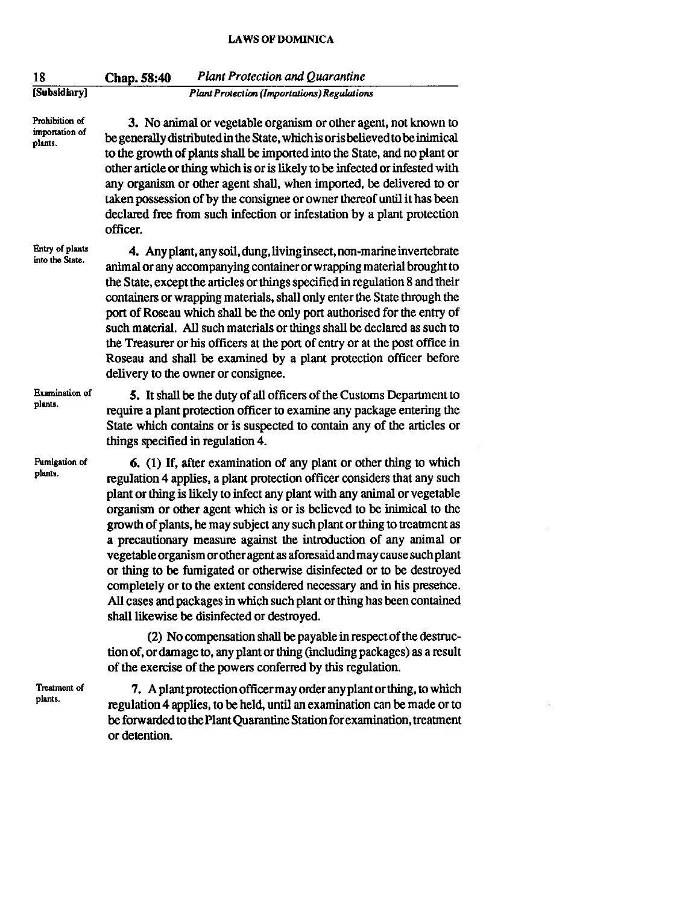**Prohibition of importation of plants.**

**3.** No animal or vegetable organism or other agent, not known to be generally distributed in the State, which is or is believed to be inimical to the growth of plants shall be imported into the State, and no plant or other article or thing which is or is likely to be infected or infested with any organism or other agent shall, when imported, be delivered to or taken possession of by the consignee or owner thereof until it has been declared free from such infection or infestation by a plant protection officer.

**Entry of plants into the State.**

**4.** Any plant, any soil, dung, living insect, non-marine invertebrate animal or any accompanying container or wrapping material brought to the State, except the articles or things specified in regulation 8 and their containers or wrapping materials, shall only enter the State through the port of Roseau which shall be the only port authorised for the entry of such material. All such materials or things shall be declared as such to the Treasurer or his officers at the port of entry or at the post office in Roseau and shall be examined by a plant protection officer before delivery to the owner or consignee.

**Examination of plants.**

**5.** It shall be the duty of all officers of the Customs Department to require a plant protection officer to examine any package entering the State which contains or is suspected to contain any of the articles or things specified in regulation 4.

**Fumigation of plants.**

**6.** (1) If, after examination of any plant or other thing to which regulation 4 applies, a plant protection officer considers that any such plant or thing is likely to infect any plant with any animal or vegetable organism or other agent which is or is believed to be inimical to the growth of plants, he may subject any such plant or thing to treatment as a precautionary measure against the introduction of any animal or vegetable organism or other agent as aforesaid and may cause such plant or thing to be fumigated or otherwise disinfected or to be destroyed completely or to the extent considered necessary and in his presence. All cases and packages in which such plant or thing has been contained shall likewise be disinfected or destroyed.

(2) No compensation shall be payable in respect of the destruction of, or damage to, any plant or thing (including packages) as a result of the exercise of the powers conferred by this regulation.

**Treatment of plants.**

**7.** A plant protection officer may order any plant or thing, to which regulation 4 applies, to be held, until an examination can be made or to be forwarded to the Plant Quarantine Station for examination, treatment or detention.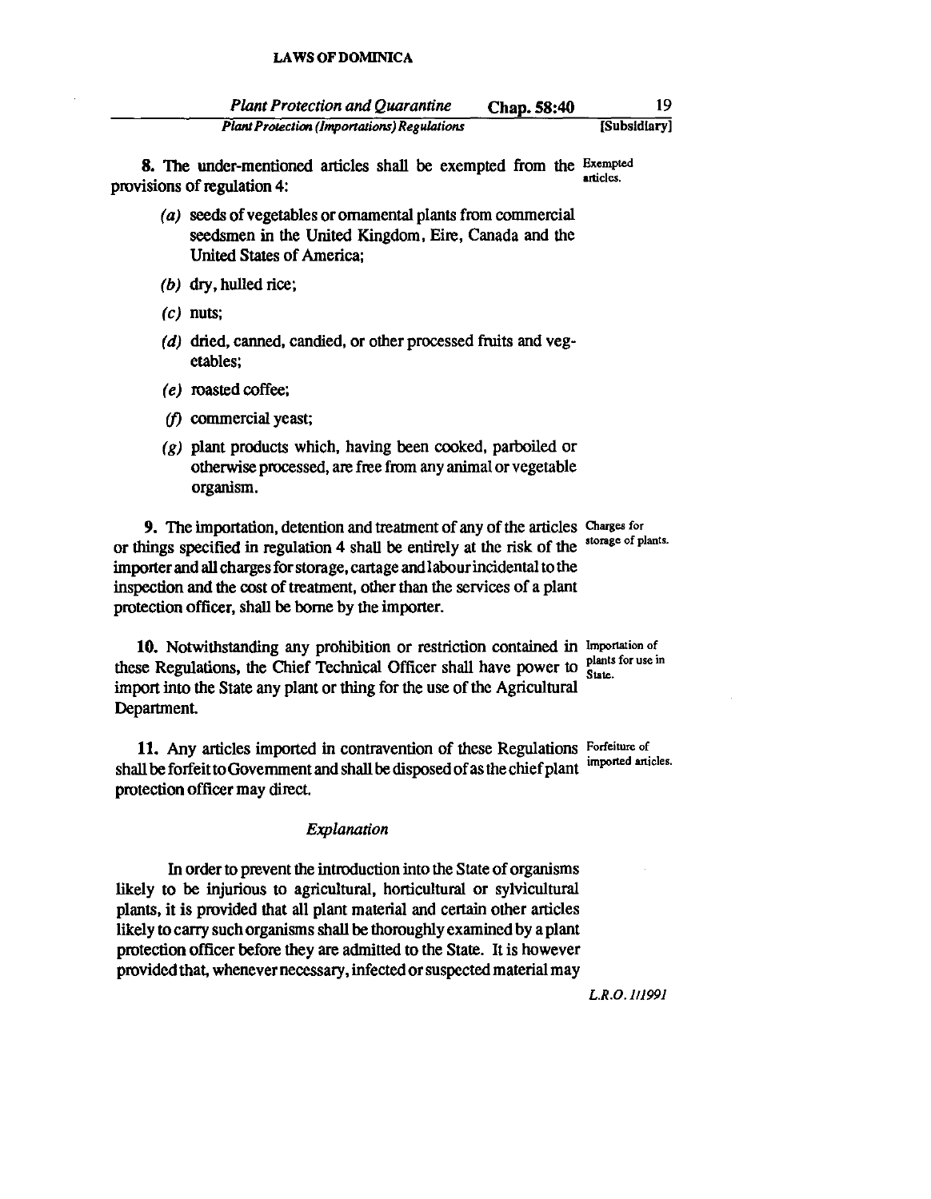**8.** The under-mentioned articles shall be exempted from the provisions of regulation 4:

*Exempted articles.*

- *(a)* seeds of vegetables or ornamental plants from commercial seedsmen in the United Kingdom, Eire, Canada and the United States of America;
- *(b)* dry, hulled rice;
- *(c)* nuts;
- *(d)* dried, canned, candied, or other processed fruits and vegetables;
- *(e)* roasted coffee;
- *(f)* commercial yeast;
- *(g)* plant products which, having been cooked, parboiled or otherwise processed, are free from any animal or vegetable organism.

**9.** The importation, detention and treatment of any of the articles or things specified in regulation 4 shall be entirely at the risk of the importer and all charges for storage, cartage and labour incidental to the inspection and the cost of treatment, other than the services of a plant protection officer, shall be borne by the importer.

*Charges for storage of plants.*

**10.** Notwithstanding any prohibition or restriction contained in these Regulations, the Chief Technical Officer shall have power to import into the State any plant or thing for the use of the Agricultural Department.

*Importation of plants for use in State.*

**11.** Any articles imported in contravention of these Regulations shall be forfeit to Government and shall be disposed of as the chief plant protection officer may direct.

*Forfeiture of imported articles.*

*Explanation*

In order to prevent the introduction into the State of organisms likely to be injurious to agricultural, horticultural or sylvicultural plants, it is provided that all plant material and certain other articles likely to carry such organisms shall be thoroughly examined by a plant protection officer before they are admitted to the State. It is however provided that, whenever necessary, infected or suspected material may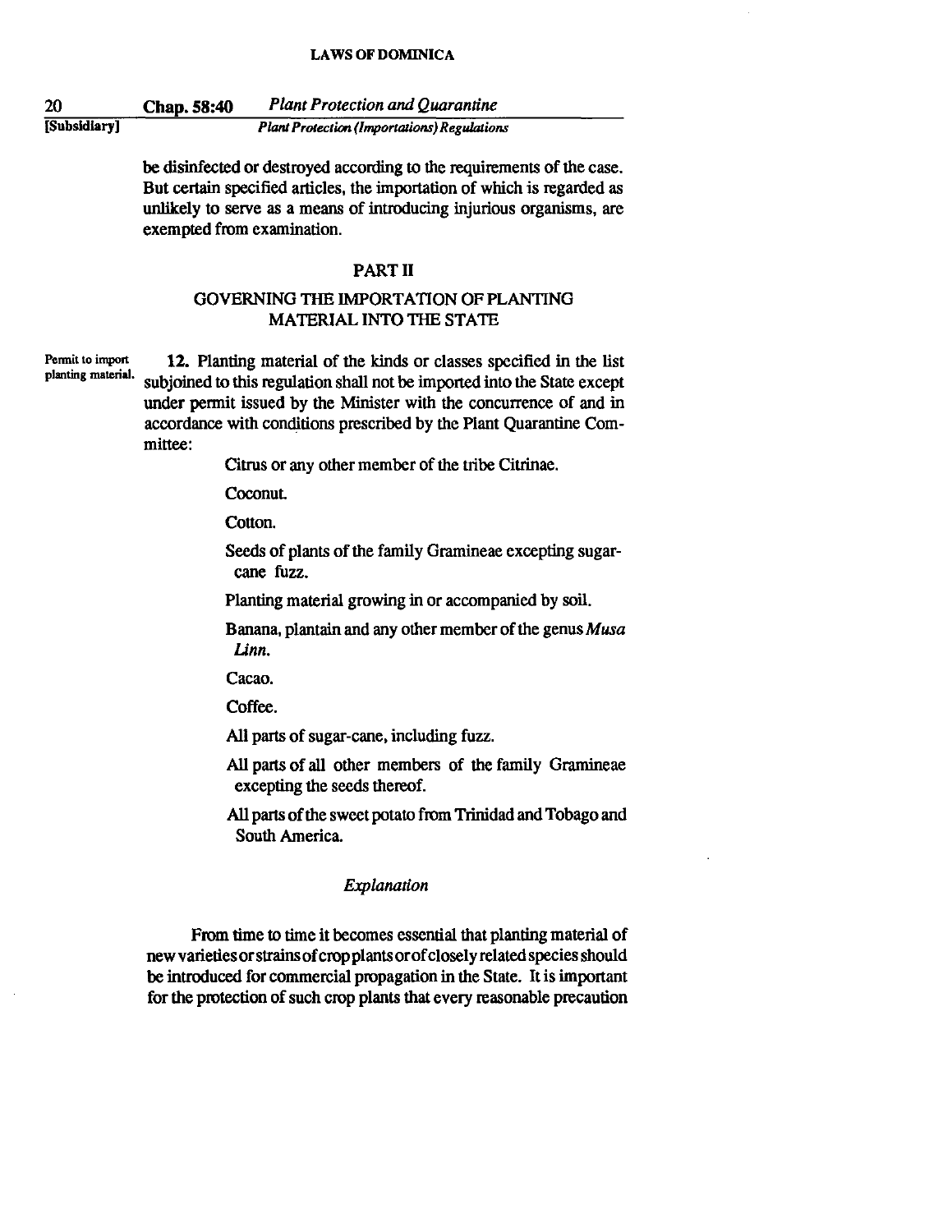be disinfected or destroyed according to the requirements of the case. But certain specified articles, the importation of which is regarded as unlikely to serve as a means of introducing injurious organisms, are exempted from examination.

## PART II

## GOVERNING THE IMPORTATION OF PLANTING MATERIAL INTO THE STATE

Permit to import planting material.

**12.** Planting material of the kinds or classes specified in the list subjoined to this regulation shall not be imported into the State except under permit issued by the Minister with the concurrence of and in accordance with conditions prescribed by the Plant Quarantine Committee:

Citrus or any other member of the tribe Citrinae.

Coconut.

Cotton.

Seeds of plants of the family Gramineae excepting sugar-cane fuzz.

Planting material growing in or accompanied by soil.

Banana, plantain and any other member of the genus *Musa Linn.*

Cacao.

Coffee.

All parts of sugar-cane, including fuzz.

All parts of all other members of the family Gramineae excepting the seeds thereof.

All parts of the sweet potato from Trinidad and Tobago and South America.

*Explanation*

From time to time it becomes essential that planting material of new varieties or strains of crop plants or of closely related species should be introduced for commercial propagation in the State. It is important for the protection of such crop plants that every reasonable precaution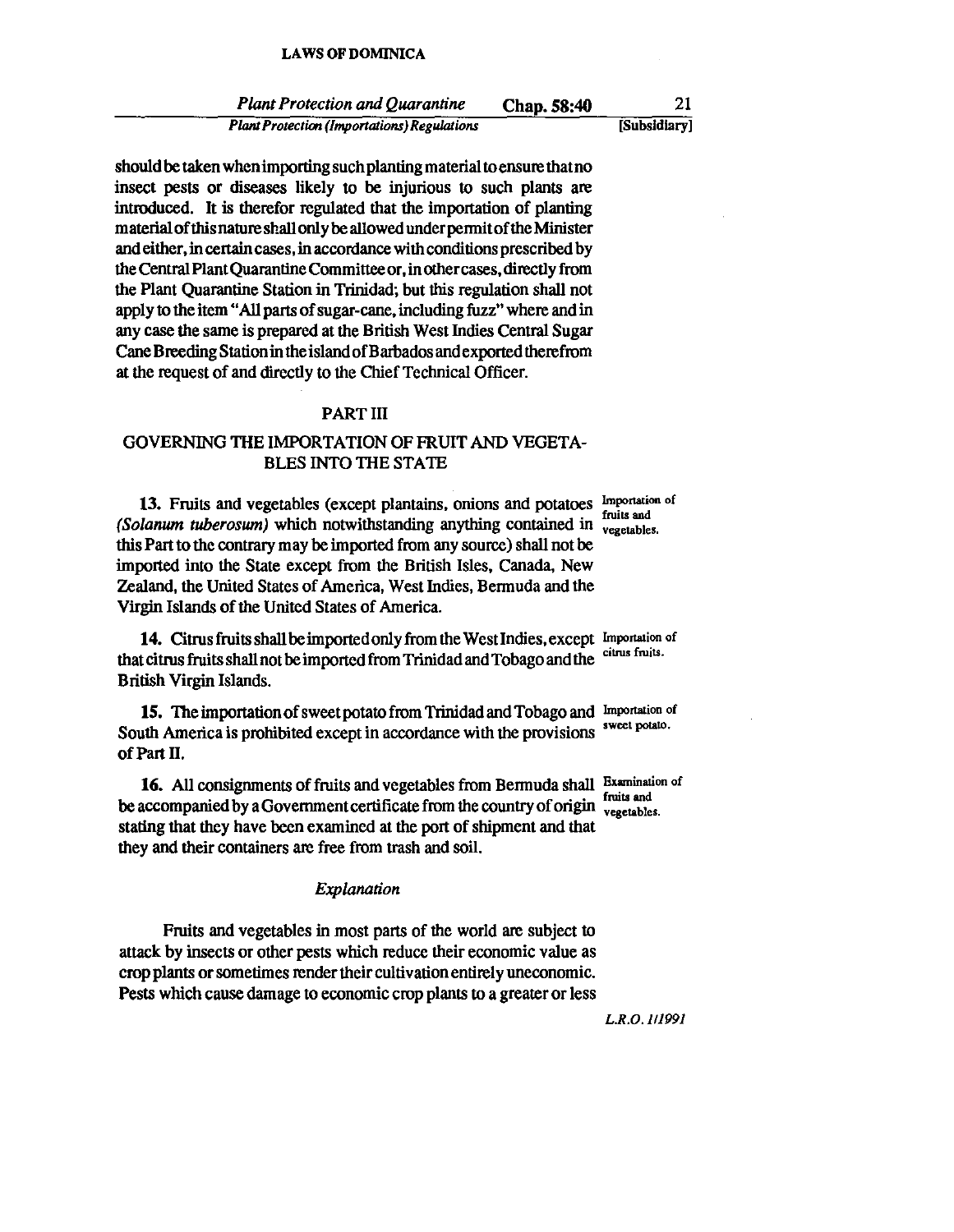should be taken when importing such planting material to ensure that no insect pests or diseases likely to be injurious to such plants are introduced. It is therefor regulated that the importation of planting material of this nature shall only be allowed under permit of the Minister and either, in certain cases, in accordance with conditions prescribed by the Central Plant Quarantine Committee or, in other cases, directly from the Plant Quarantine Station in Trinidad; but this regulation shall not apply to the item "All parts of sugar-cane, including fuzz" where and in any case the same is prepared at the British West Indies Central Sugar Cane Breeding Station in the island of Barbados and exported therefrom at the request of and directly to the Chief Technical Officer.

## PART III

## GOVERNING THE IMPORTATION OF FRUIT AND VEGETABLES INTO THE STATE

**13.** Fruits and vegetables (except plantains, onions and potatoes *(Solanum tuberosum)* which notwithstanding anything contained in this Part to the contrary may be imported from any source) shall not be imported into the State except from the British Isles, Canada, New Zealand, the United States of America, West Indies, Bermuda and the Virgin Islands of the United States of America.

Importation of fruits and vegetables.

**14.** Citrus fruits shall be imported only from the West Indies, except that citrus fruits shall not be imported from Trinidad and Tobago and the British Virgin Islands.

Importation of citrus fruits.

**15.** The importation of sweet potato from Trinidad and Tobago and South America is prohibited except in accordance with the provisions of Part II.

Importation of sweet potato.

**16.** All consignments of fruits and vegetables from Bermuda shall be accompanied by a Government certificate from the country of origin stating that they have been examined at the port of shipment and that they and their containers are free from trash and soil.

Examination of fruits and vegetables.

*Explanation*

Fruits and vegetables in most parts of the world are subject to attack by insects or other pests which reduce their economic value as crop plants or sometimes render their cultivation entirely uneconomic. Pests which cause damage to economic crop plants to a greater or less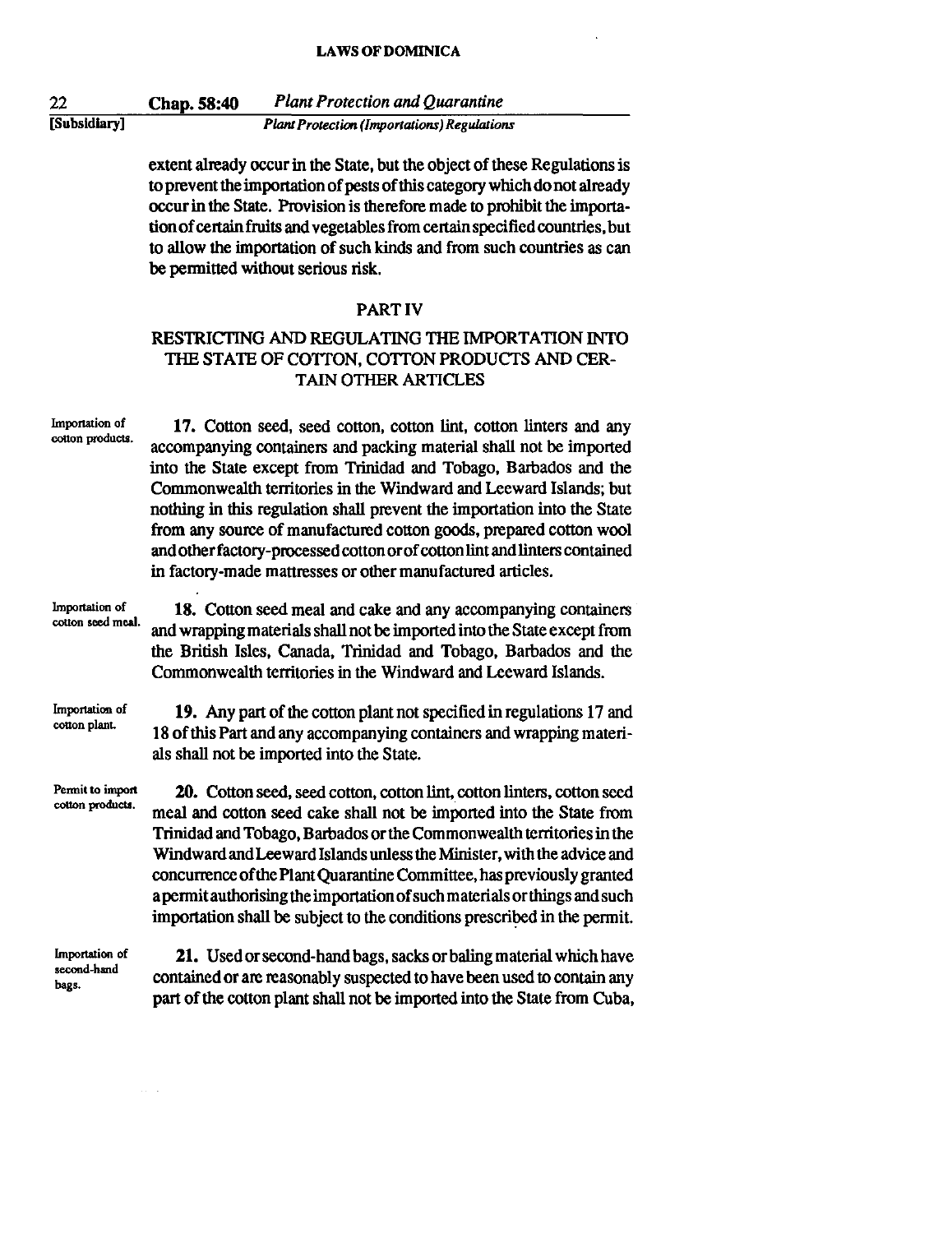extent already occur in the State, but the object of these Regulations is to prevent the importation of pests of this category which do not already occur in the State. Provision is therefore made to prohibit the importation of certain fruits and vegetables from certain specified countries, but to allow the importation of such kinds and from such countries as can be permitted without serious risk.

## PART IV

## RESTRICTING AND REGULATING THE IMPORTATION INTO THE STATE OF COTTON, COTTON PRODUCTS AND CERTAIN OTHER ARTICLES

*Importation of cotton products.*

**17.** Cotton seed, seed cotton, cotton lint, cotton linters and any accompanying containers and packing material shall not be imported into the State except from Trinidad and Tobago, Barbados and the Commonwealth territories in the Windward and Leeward Islands; but nothing in this regulation shall prevent the importation into the State from any source of manufactured cotton goods, prepared cotton wool and other factory-processed cotton or of cotton lint and linters contained in factory-made mattresses or other manufactured articles.

*Importation of cotton seed meal.*

**18.** Cotton seed meal and cake and any accompanying containers and wrapping materials shall not be imported into the State except from the British Isles, Canada, Trinidad and Tobago, Barbados and the Commonwealth territories in the Windward and Leeward Islands.

*Importation of cotton plant.*

**19.** Any part of the cotton plant not specified in regulations 17 and 18 of this Part and any accompanying containers and wrapping materials shall not be imported into the State.

*Permit to import cotton products.*

**20.** Cotton seed, seed cotton, cotton lint, cotton linters, cotton seed meal and cotton seed cake shall not be imported into the State from Trinidad and Tobago, Barbados or the Commonwealth territories in the Windward and Leeward Islands unless the Minister, with the advice and concurrence of the Plant Quarantine Committee, has previously granted a permit authorising the importation of such materials or things and such importation shall be subject to the conditions prescribed in the permit.

*Importation of second-hand bags.*

**21.** Used or second-hand bags, sacks or baling material which have contained or are reasonably suspected to have been used to contain any part of the cotton plant shall not be imported into the State from Cuba,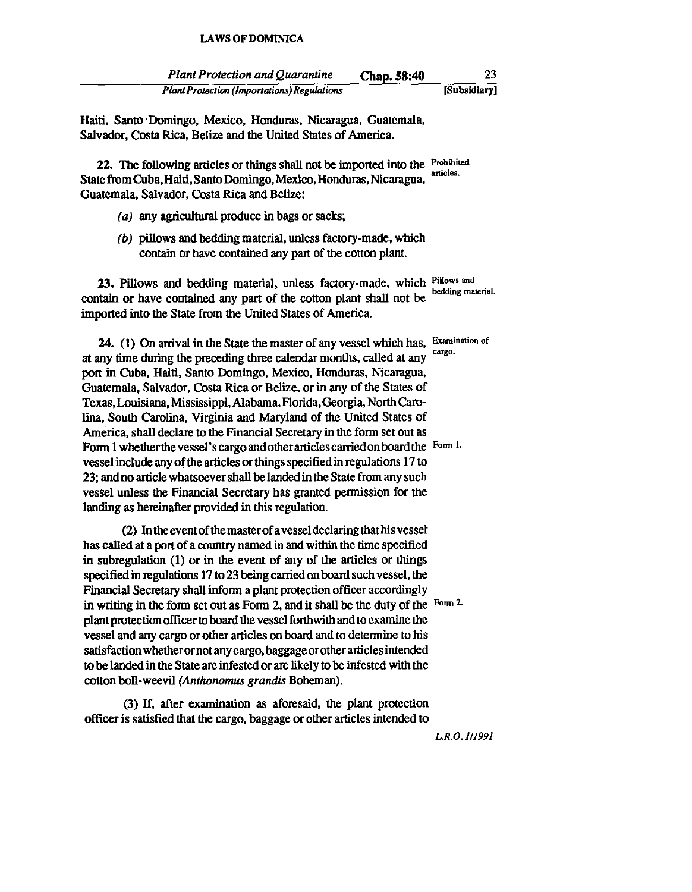Haiti, Santo Domingo, Mexico, Honduras, Nicaragua, Guatemala, Salvador, Costa Rica, Belize and the United States of America.

**22.** The following articles or things shall not be imported into the State from Cuba, Haiti, Santo Domingo, Mexico, Honduras, Nicaragua, Guatemala, Salvador, Costa Rica and Belize:

Prohibited articles.

- *(a)* any agricultural produce in bags or sacks;
- *(b)* pillows and bedding material, unless factory-made, which contain or have contained any part of the cotton plant.

**23.** Pillows and bedding material, unless factory-made, which contain or have contained any part of the cotton plant shall not be imported into the State from the United States of America.

Pillows and bedding material.

**24.** (1) On arrival in the State the master of any vessel which has, at any time during the preceding three calendar months, called at any port in Cuba, Haiti, Santo Domingo, Mexico, Honduras, Nicaragua, Guatemala, Salvador, Costa Rica or Belize, or in any of the States of Texas, Louisiana, Mississippi, Alabama, Florida, Georgia, North Carolina, South Carolina, Virginia and Maryland of the United States of America, shall declare to the Financial Secretary in the form set out as Form 1 whether the vessel's cargo and other articles carried on board the vessel include any of the articles or things specified in regulations 17 to 23; and no article whatsoever shall be landed in the State from any such vessel unless the Financial Secretary has granted permission for the landing as hereinafter provided in this regulation.

Examination of cargo.

Form 1.

(2) In the event of the master of a vessel declaring that his vessel has called at a port of a country named in and within the time specified in subregulation (1) or in the event of any of the articles or things specified in regulations 17 to 23 being carried on board such vessel, the Financial Secretary shall inform a plant protection officer accordingly in writing in the form set out as Form 2, and it shall be the duty of the plant protection officer to board the vessel forthwith and to examine the vessel and any cargo or other articles on board and to determine to his satisfaction whether or not any cargo, baggage or other articles intended to be landed in the State are infested or are likely to be infested with the cotton boll-weevil (*Anthonomus grandis* Boheman).

Form 2.

(3) If, after examination as aforesaid, the plant protection officer is satisfied that the cargo, baggage or other articles intended to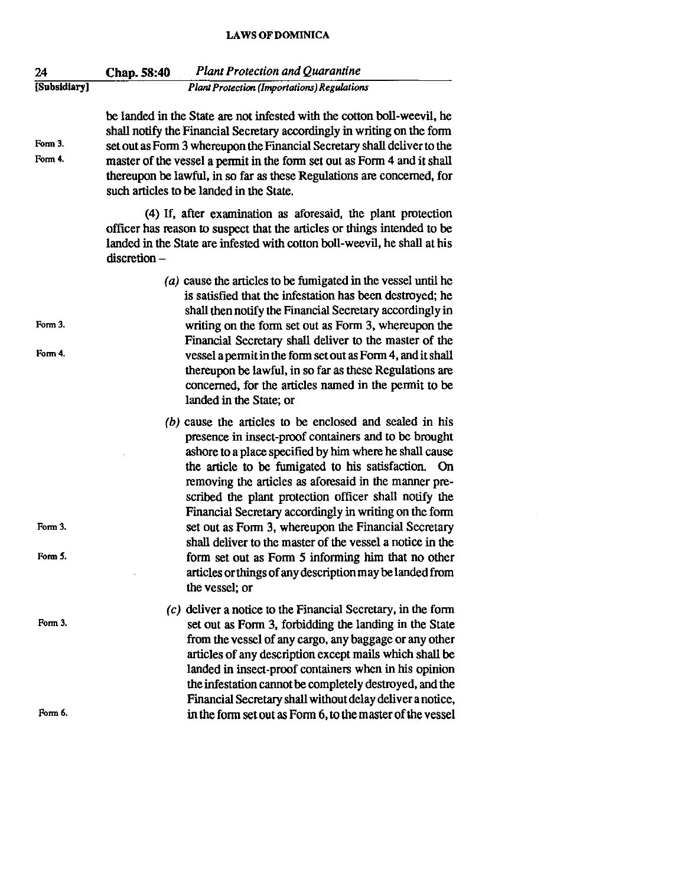be landed in the State are not infested with the cotton boll-weevil, he shall notify the Financial Secretary accordingly in writing on the form set out as Form 3 whereupon the Financial Secretary shall deliver to the master of the vessel a permit in the form set out as Form 4 and it shall thereupon be lawful, in so far as these Regulations are concerned, for such articles to be landed in the State.

Form 3.
Form 4.

(4) If, after examination as aforesaid, the plant protection officer has reason to suspect that the articles or things intended to be landed in the State are infested with cotton boll-weevil, he shall at his discretion –

(*a*) cause the articles to be fumigated in the vessel until he is satisfied that the infestation has been destroyed; he shall then notify the Financial Secretary accordingly in writing on the form set out as Form 3, whereupon the Financial Secretary shall deliver to the master of the vessel a permit in the form set out as Form 4, and it shall thereupon be lawful, in so far as these Regulations are concerned, for the articles named in the permit to be landed in the State; or

Form 3.
Form 4.

(*b*) cause the articles to be enclosed and sealed in his presence in insect-proof containers and to be brought ashore to a place specified by him where he shall cause the article to be fumigated to his satisfaction. On removing the articles as aforesaid in the manner prescribed the plant protection officer shall notify the Financial Secretary accordingly in writing on the form set out as Form 3, whereupon the Financial Secretary shall deliver to the master of the vessel a notice in the form set out as Form 5 informing him that no other articles or things of any description may be landed from the vessel; or

Form 3.
Form 5.

(*c*) deliver a notice to the Financial Secretary, in the form set out as Form 3, forbidding the landing in the State from the vessel of any cargo, any baggage or any other articles of any description except mails which shall be landed in insect-proof containers when in his opinion the infestation cannot be completely destroyed, and the Financial Secretary shall without delay deliver a notice, in the form set out as Form 6, to the master of the vessel

Form 3.
Form 6.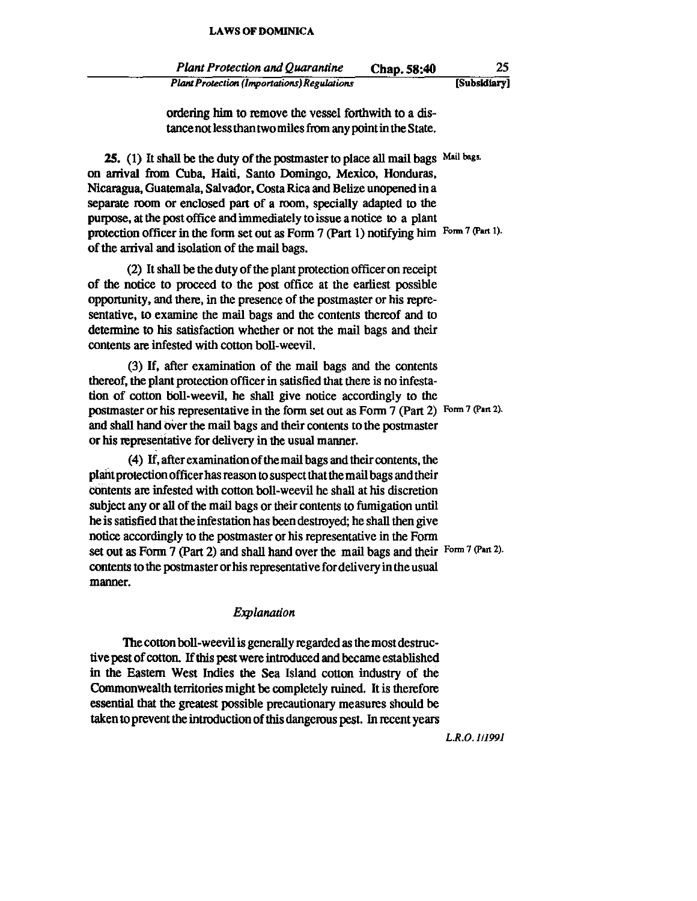ordering him to remove the vessel forthwith to a distance not less than two miles from any point in the State.

**25.** (1) It shall be the duty of the postmaster to place all mail bags on arrival from Cuba, Haiti, Santo Domingo, Mexico, Honduras, Nicaragua, Guatemala, Salvador, Costa Rica and Belize unopened in a separate room or enclosed part of a room, specially adapted to the purpose, at the post office and immediately to issue a notice to a plant protection officer in the form set out as Form 7 (Part 1) notifying him of the arrival and isolation of the mail bags.

Mail bags.

Form 7 (Part 1).

(2) It shall be the duty of the plant protection officer on receipt of the notice to proceed to the post office at the earliest possible opportunity, and there, in the presence of the postmaster or his representative, to examine the mail bags and the contents thereof and to determine to his satisfaction whether or not the mail bags and their contents are infested with cotton boll-weevil.

(3) If, after examination of the mail bags and the contents thereof, the plant protection officer in satisfied that there is no infestation of cotton boll-weevil, he shall give notice accordingly to the postmaster or his representative in the form set out as Form 7 (Part 2) and shall hand over the mail bags and their contents to the postmaster or his representative for delivery in the usual manner.

Form 7 (Part 2).

(4) If, after examination of the mail bags and their contents, the plant protection officer has reason to suspect that the mail bags and their contents are infested with cotton boll-weevil he shall at his discretion subject any or all of the mail bags or their contents to fumigation until he is satisfied that the infestation has been destroyed; he shall then give notice accordingly to the postmaster or his representative in the Form set out as Form 7 (Part 2) and shall hand over the mail bags and their contents to the postmaster or his representative for delivery in the usual manner.

Form 7 (Part 2).

*Explanation*

The cotton boll-weevil is generally regarded as the most destructive pest of cotton. If this pest were introduced and became established in the Eastern West Indies the Sea Island cotton industry of the Commonwealth territories might be completely ruined. It is therefore essential that the greatest possible precautionary measures should be taken to prevent the introduction of this dangerous pest. In recent years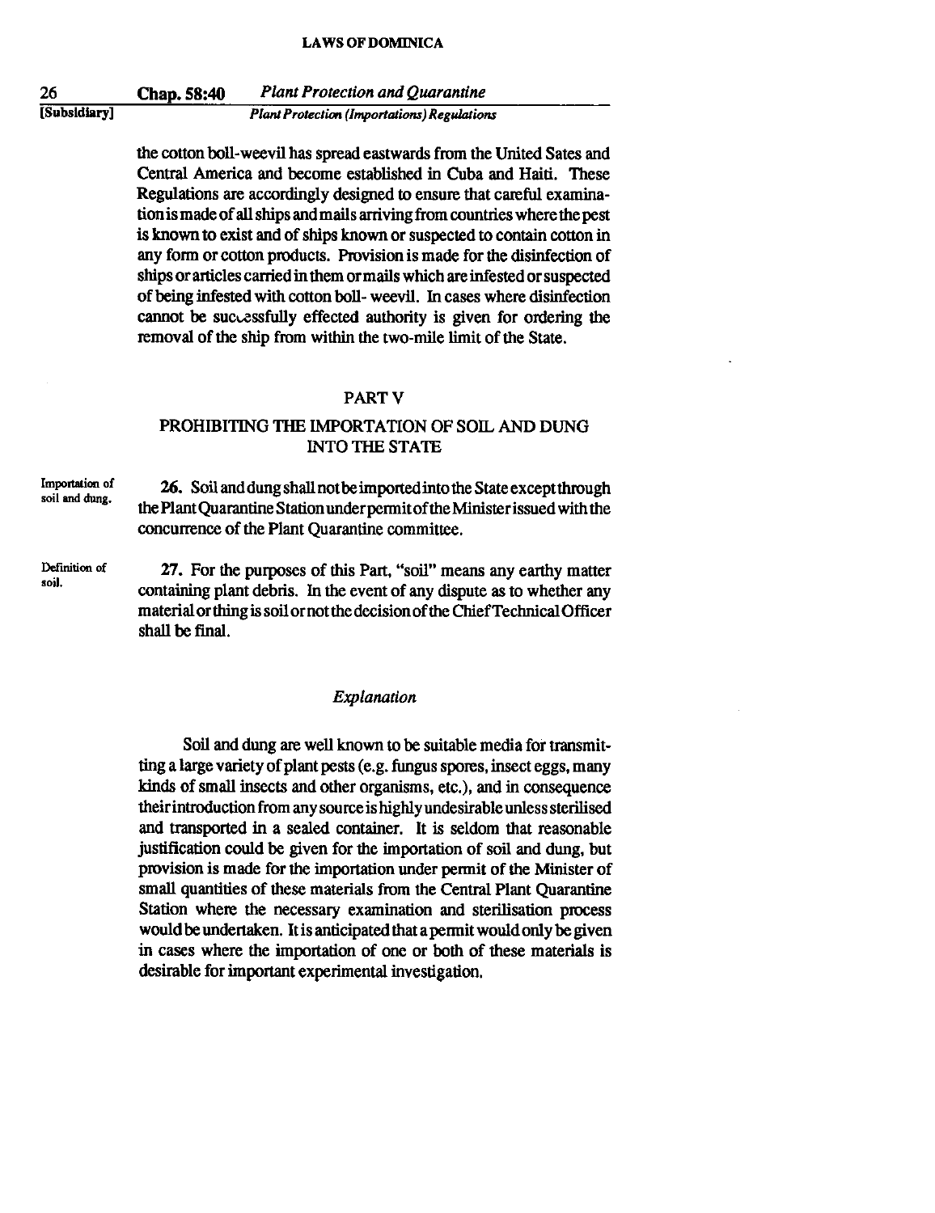the cotton boll-weevil has spread eastwards from the United Sates and Central America and become established in Cuba and Haiti. These Regulations are accordingly designed to ensure that careful examination is made of all ships and mails arriving from countries where the pest is known to exist and of ships known or suspected to contain cotton in any form or cotton products. Provision is made for the disinfection of ships or articles carried in them or mails which are infested or suspected of being infested with cotton boll- weevil. In cases where disinfection cannot be successfully effected authority is given for ordering the removal of the ship from within the two-mile limit of the State.

## PART V

## PROHIBITING THE IMPORTATION OF SOIL AND DUNG INTO THE STATE

*Importation of soil and dung.*

**26.** Soil and dung shall not be imported into the State except through the Plant Quarantine Station under permit of the Minister issued with the concurrence of the Plant Quarantine committee.

*Definition of soil.*

**27.** For the purposes of this Part, "soil" means any earthy matter containing plant debris. In the event of any dispute as to whether any material or thing is soil or not the decision of the Chief Technical Officer shall be final.

### *Explanation*

Soil and dung are well known to be suitable media for transmitting a large variety of plant pests (e.g. fungus spores, insect eggs, many kinds of small insects and other organisms, etc.), and in consequence their introduction from any source is highly undesirable unless sterilised and transported in a sealed container. It is seldom that reasonable justification could be given for the importation of soil and dung, but provision is made for the importation under permit of the Minister of small quantities of these materials from the Central Plant Quarantine Station where the necessary examination and sterilisation process would be undertaken. It is anticipated that a permit would only be given in cases where the importation of one or both of these materials is desirable for important experimental investigation.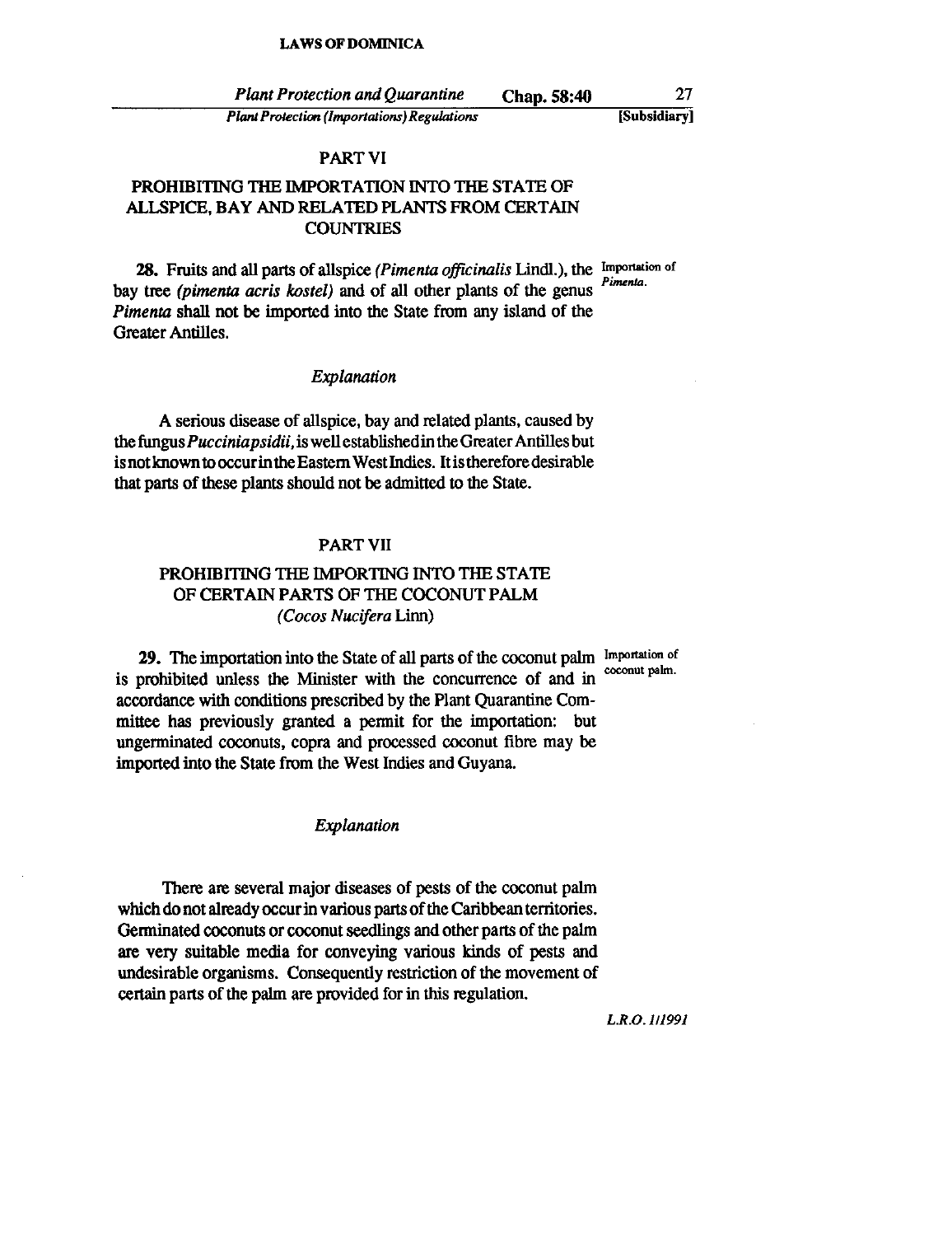## PART VI

## PROHIBITING THE IMPORTATION INTO THE STATE OF ALLSPICE, BAY AND RELATED PLANTS FROM CERTAIN COUNTRIES

Importation of *Pimenta*.

**28.** Fruits and all parts of allspice *(Pimenta officinalis* Lindl.), the bay tree *(pimenta acris kostel)* and of all other plants of the genus *Pimenta* shall not be imported into the State from any island of the Greater Antilles.

### *Explanation*

A serious disease of allspice, bay and related plants, caused by the fungus *Pucciniapsidii*, is well established in the Greater Antilles but is not known to occur in the Eastern West Indies. It is therefore desirable that parts of these plants should not be admitted to the State.

## PART VII

## PROHIBITING THE IMPORTING INTO THE STATE OF CERTAIN PARTS OF THE COCONUT PALM *(Cocos Nucifera* Linn)

Importation of coconut palm.

**29.** The importation into the State of all parts of the coconut palm is prohibited unless the Minister with the concurrence of and in accordance with conditions prescribed by the Plant Quarantine Committee has previously granted a permit for the importation: but ungerminated coconuts, copra and processed coconut fibre may be imported into the State from the West Indies and Guyana.

### *Explanation*

There are several major diseases of pests of the coconut palm which do not already occur in various parts of the Caribbean territories. Germinated coconuts or coconut seedlings and other parts of the palm are very suitable media for conveying various kinds of pests and undesirable organisms. Consequently restriction of the movement of certain parts of the palm are provided for in this regulation.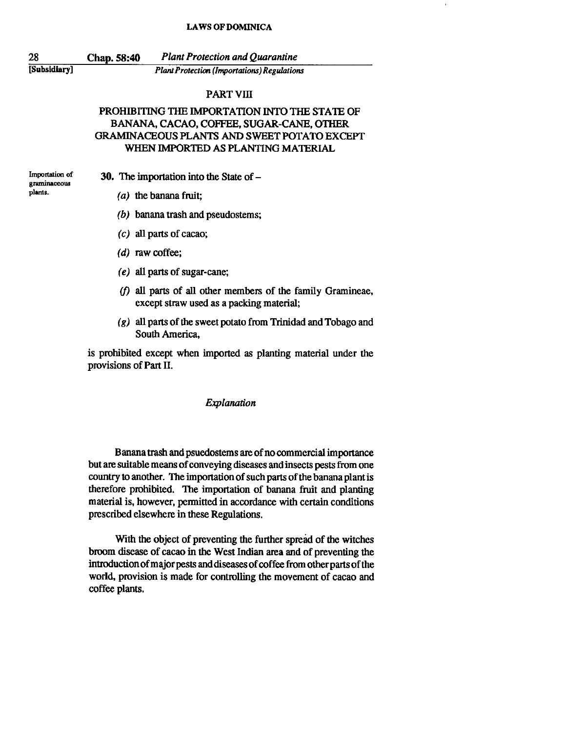## PART VIII

## PROHIBITING THE IMPORTATION INTO THE STATE OF BANANA, CACAO, COFFEE, SUGAR-CANE, OTHER GRAMINACEOUS PLANTS AND SWEET POTATO EXCEPT WHEN IMPORTED AS PLANTING MATERIAL

Importation of graminaceous plants.

**30.** The importation into the State of –

*(a)* the banana fruit;

*(b)* banana trash and pseudostems;

*(c)* all parts of cacao;

*(d)* raw coffee;

*(e)* all parts of sugar-cane;

*(f)* all parts of all other members of the family Gramineae, except straw used as a packing material;

*(g)* all parts of the sweet potato from Trinidad and Tobago and South America,

is prohibited except when imported as planting material under the provisions of Part II.

*Explanation*

Banana trash and psuedostems are of no commercial importance but are suitable means of conveying diseases and insects pests from one country to another. The importation of such parts of the banana plant is therefore prohibited. The importation of banana fruit and planting material is, however, permitted in accordance with certain conditions prescribed elsewhere in these Regulations.

With the object of preventing the further spread of the witches broom disease of cacao in the West Indian area and of preventing the introduction of major pests and diseases of coffee from other parts of the world, provision is made for controlling the movement of cacao and coffee plants.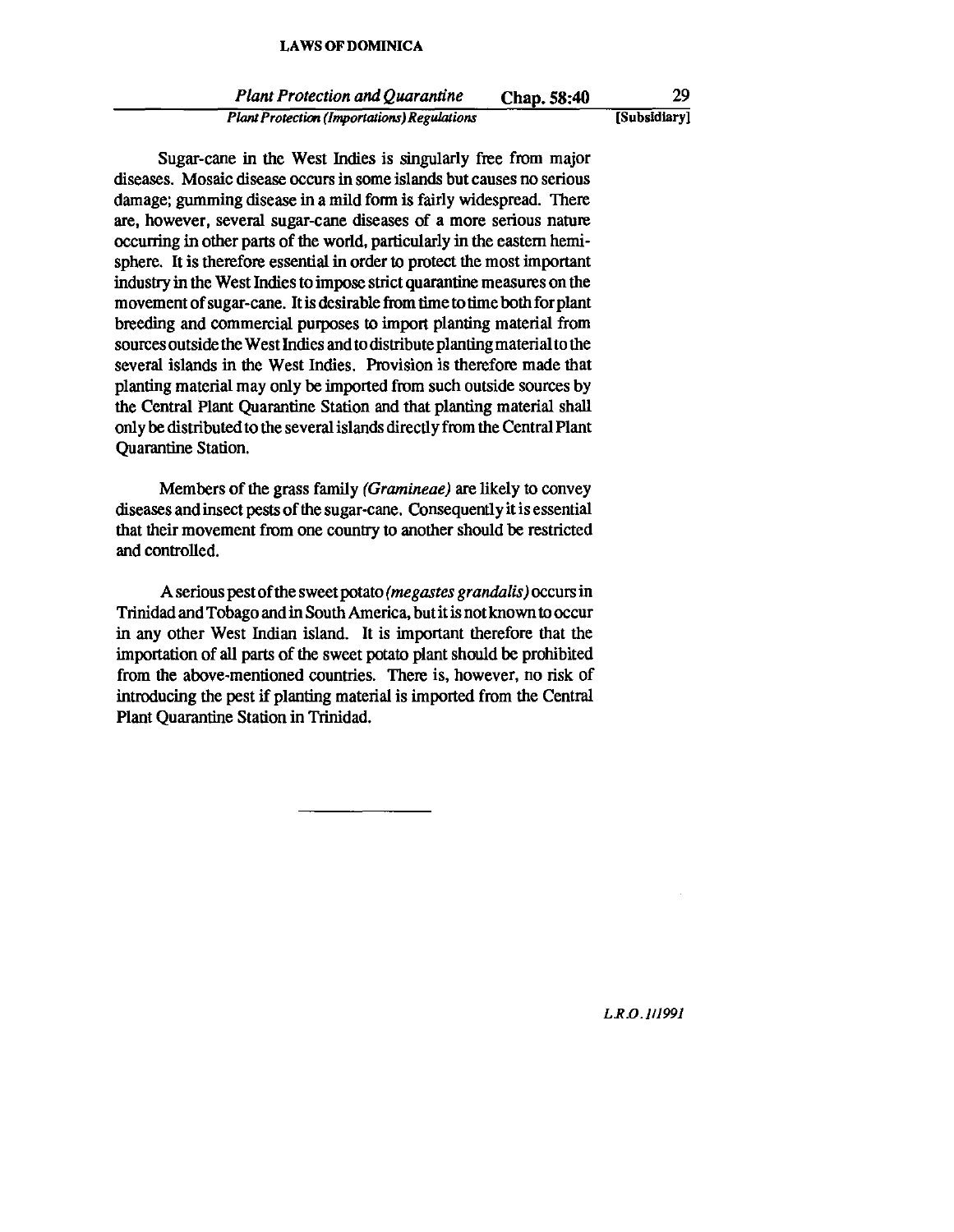Sugar-cane in the West Indies is singularly free from major diseases. Mosaic disease occurs in some islands but causes no serious damage; gumming disease in a mild form is fairly widespread. There are, however, several sugar-cane diseases of a more serious nature occurring in other parts of the world, particularly in the eastern hemisphere. It is therefore essential in order to protect the most important industry in the West Indies to impose strict quarantine measures on the movement of sugar-cane. It is desirable from time to time both for plant breeding and commercial purposes to import planting material from sources outside the West Indies and to distribute planting material to the several islands in the West Indies. Provision is therefore made that planting material may only be imported from such outside sources by the Central Plant Quarantine Station and that planting material shall only be distributed to the several islands directly from the Central Plant Quarantine Station.

Members of the grass family *(Gramineae)* are likely to convey diseases and insect pests of the sugar-cane. Consequently it is essential that their movement from one country to another should be restricted and controlled.

A serious pest of the sweet potato *(megastes grandalis)* occurs in Trinidad and Tobago and in South America, but it is not known to occur in any other West Indian island. It is important therefore that the importation of all parts of the sweet potato plant should be prohibited from the above-mentioned countries. There is, however, no risk of introducing the pest if planting material is imported from the Central Plant Quarantine Station in Trinidad.

---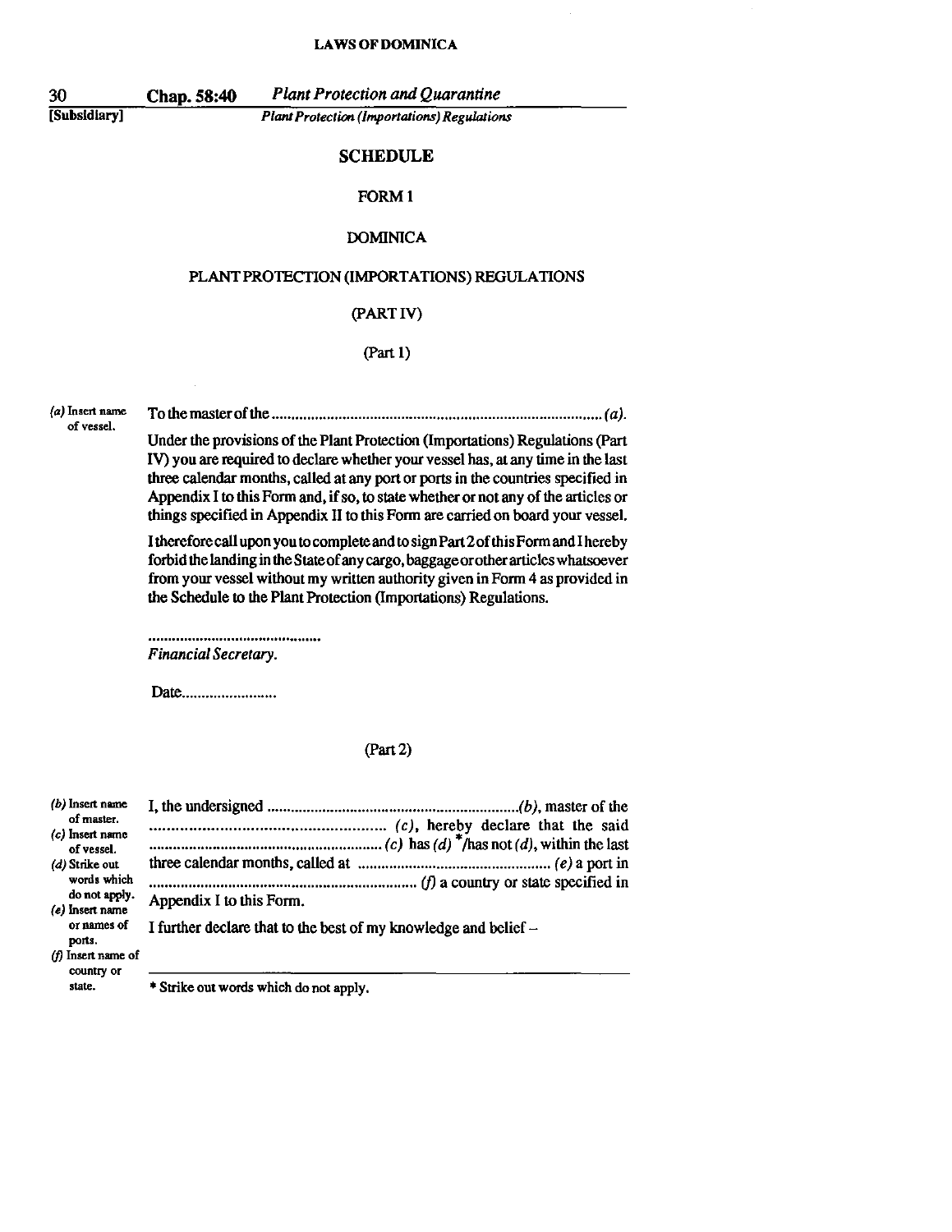## SCHEDULE

### FORM 1

### DOMINICA

### PLANT PROTECTION (IMPORTATIONS) REGULATIONS

### (PART IV)

(Part 1)

*(a) Insert name of vessel.*

To the master of the .................................................................................. *(a)*.

Under the provisions of the Plant Protection (Importations) Regulations (Part IV) you are required to declare whether your vessel has, at any time in the last three calendar months, called at any port or ports in the countries specified in Appendix I to this Form and, if so, to state whether or not any of the articles or things specified in Appendix II to this Form are carried on board your vessel.

I therefore call upon you to complete and to sign Part 2 of this Form and I hereby forbid the landing in the State of any cargo, baggage or other articles whatsoever from your vessel without my written authority given in Form 4 as provided in the Schedule to the Plant Protection (Importations) Regulations.

............................................
*Financial Secretary.*

Date........................

(Part 2)

*(b) Insert name of master.*
*(c) Insert name of vessel.*
*(d) Strike out words which do not apply.*
*(e) Insert name or names of ports.*
*(f) Insert name of country or state.*

I, the undersigned ..............................................................*(b)*, master of the ...................................................... *(c)*, hereby declare that the said ......................................................... *(c)* has *(d)* \*/has not *(d)*, within the last three calendar months, called at ................................................ *(e)* a port in ................................................................... *(f)* a country or state specified in Appendix I to this Form.

I further declare that to the best of my knowledge and belief –

---

\* Strike out words which do not apply.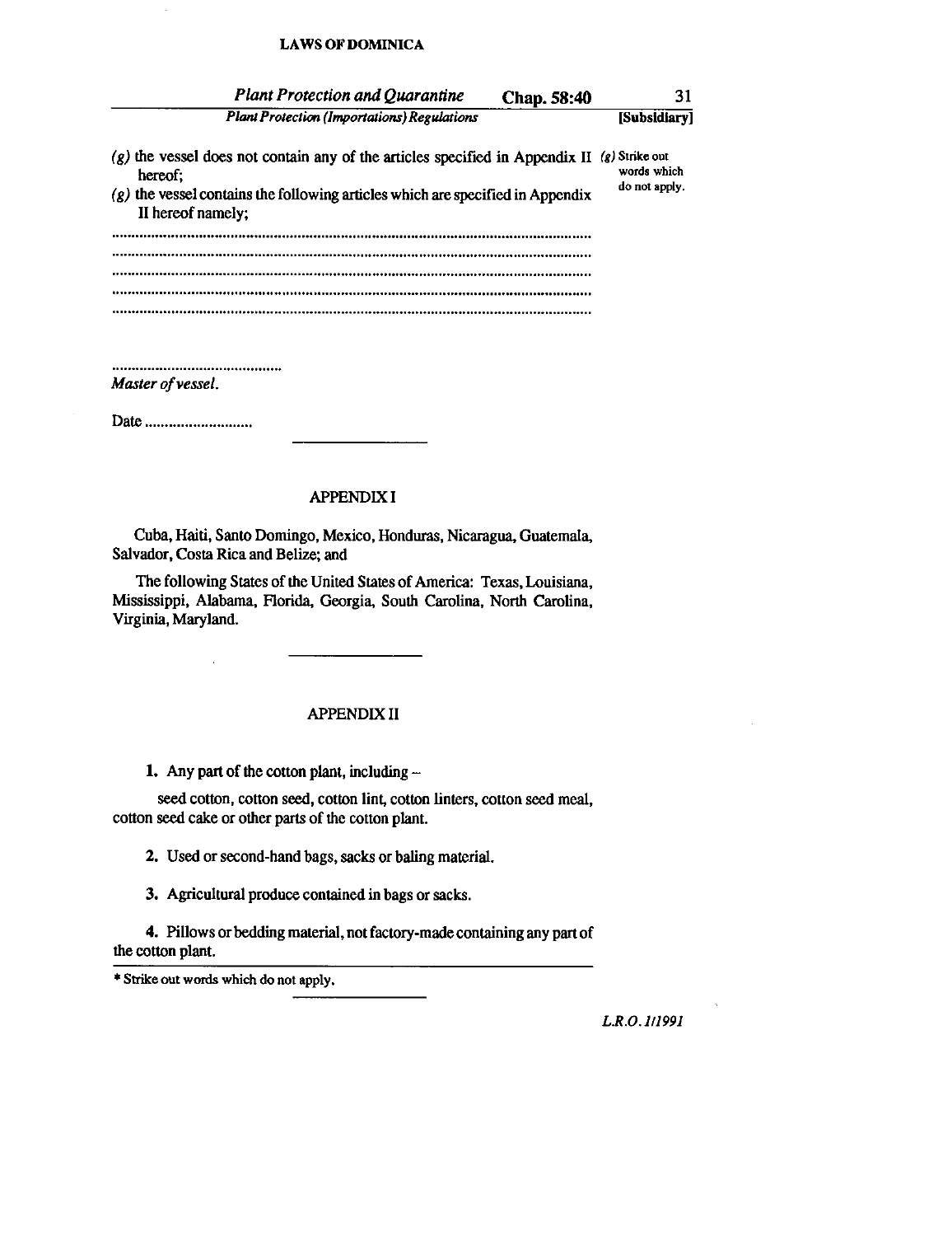(g) the vessel does not contain any of the articles specified in Appendix II hereof;

(g) the vessel contains the following articles which are specified in Appendix II hereof namely;

.....................................................................................................................

.....................................................................................................................

.....................................................................................................................

.....................................................................................................................

.....................................................................................................................

(g) Strike out words which do not apply.

............................................

*Master of vessel.*

Date ...........................

## APPENDIX I

Cuba, Haiti, Santo Domingo, Mexico, Honduras, Nicaragua, Guatemala, Salvador, Costa Rica and Belize; and

The following States of the United States of America: Texas, Louisiana, Mississippi, Alabama, Florida, Georgia, South Carolina, North Carolina, Virginia, Maryland.

## APPENDIX II

**1.** Any part of the cotton plant, including –

seed cotton, cotton seed, cotton lint, cotton linters, cotton seed meal, cotton seed cake or other parts of the cotton plant.

**2.** Used or second-hand bags, sacks or baling material.

**3.** Agricultural produce contained in bags or sacks.

**4.** Pillows or bedding material, not factory-made containing any part of the cotton plant.

* Strike out words which do not apply.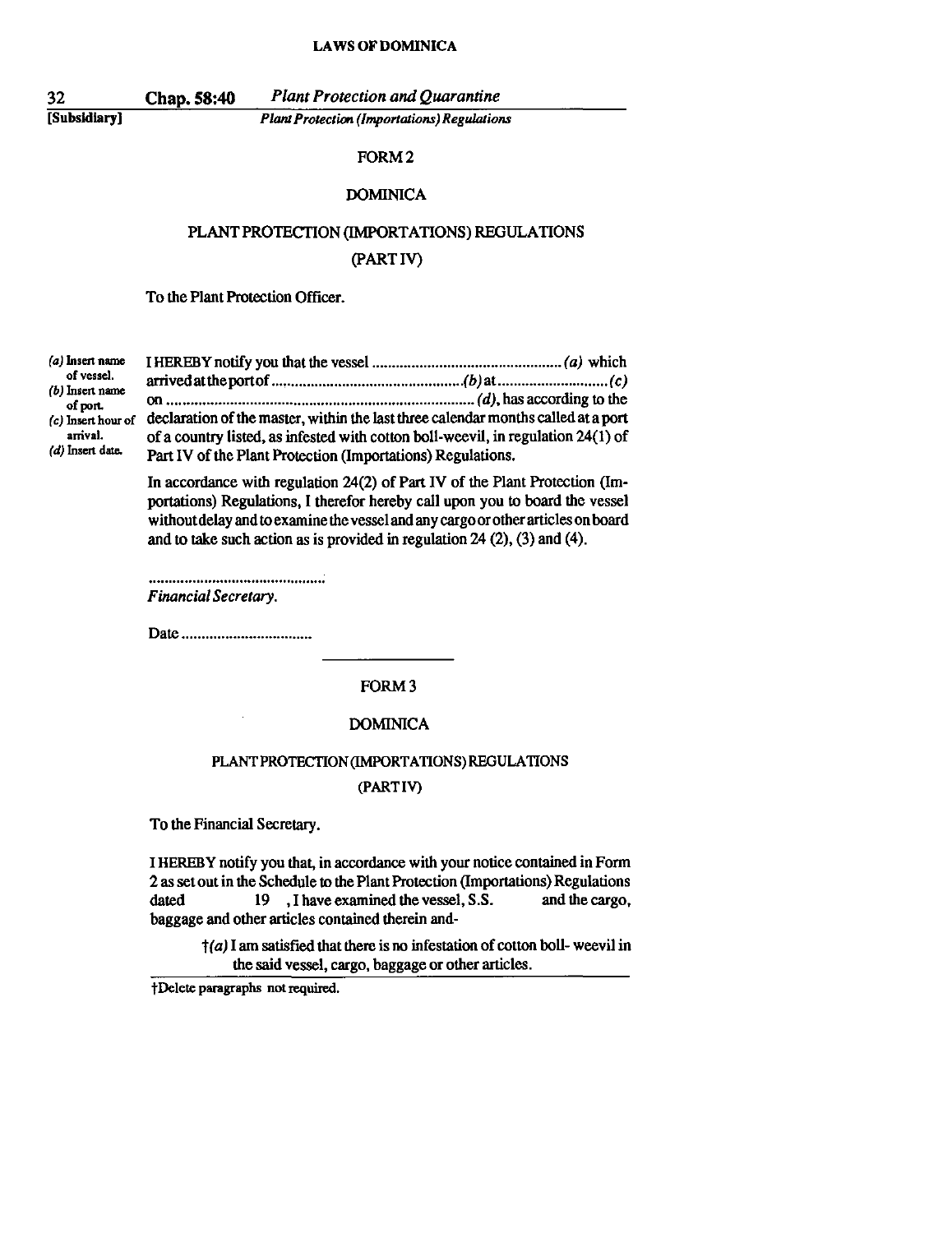## FORM 2

### DOMINICA

### PLANT PROTECTION (IMPORTATIONS) REGULATIONS

### (PART IV)

To the Plant Protection Officer.

(a) Insert name of vessel.
(b) Insert name of port.
(c) Insert hour of arrival.
(d) Insert date.

I HEREBY notify you that the vessel ................................................ *(a)* which arrived at the port of ................................................ *(b)* at ............................ *(c)* on ............................................................................ *(d)*, has according to the declaration of the master, within the last three calendar months called at a port of a country listed, as infested with cotton boll-weevil, in regulation 24(1) of Part IV of the Plant Protection (Importations) Regulations.

In accordance with regulation 24(2) of Part IV of the Plant Protection (Importations) Regulations, I therefor hereby call upon you to board the vessel without delay and to examine the vessel and any cargo or other articles on board and to take such action as is provided in regulation 24 (2), (3) and (4).

.............................................
*Financial Secretary.*

Date ................................

---

## FORM 3

### DOMINICA

### PLANT PROTECTION (IMPORTATIONS) REGULATIONS

### (PART IV)

To the Financial Secretary.

I HEREBY notify you that, in accordance with your notice contained in Form 2 as set out in the Schedule to the Plant Protection (Importations) Regulations dated 19 , I have examined the vessel, S.S. and the cargo, baggage and other articles contained therein and-

†*(a)* I am satisfied that there is no infestation of cotton boll- weevil in the said vessel, cargo, baggage or other articles.

†Delete paragraphs not required.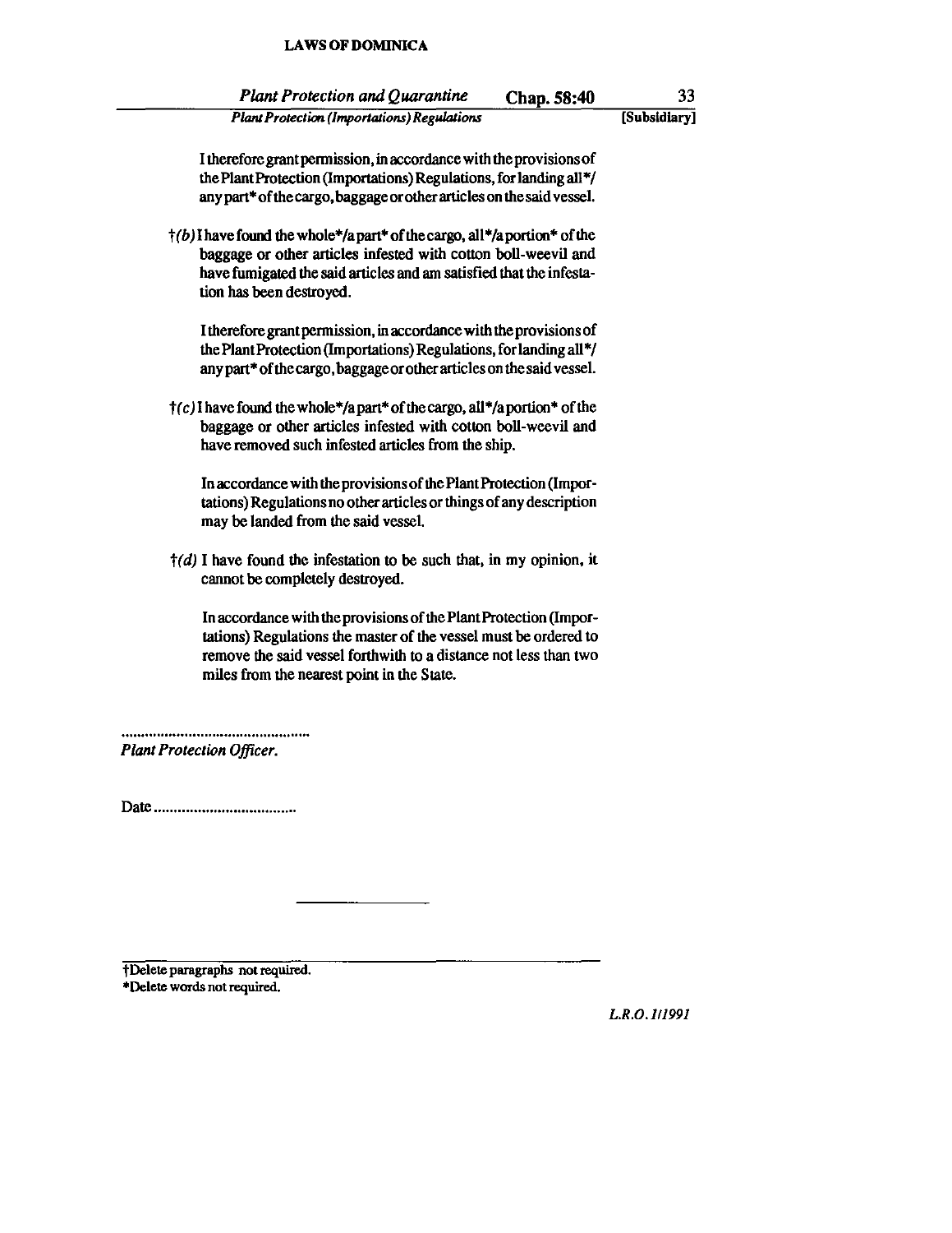I therefore grant permission, in accordance with the provisions of the Plant Protection (Importations) Regulations, for landing all*/ any part* of the cargo, baggage or other articles on the said vessel.

†(b) I have found the whole*/a part* of the cargo, all*/a portion* of the baggage or other articles infested with cotton boll-weevil and have fumigated the said articles and am satisfied that the infestation has been destroyed.

I therefore grant permission, in accordance with the provisions of the Plant Protection (Importations) Regulations, for landing all*/ any part* of the cargo, baggage or other articles on the said vessel.

†(c) I have found the whole*/a part* of the cargo, all*/a portion* of the baggage or other articles infested with cotton boll-weevil and have removed such infested articles from the ship.

In accordance with the provisions of the Plant Protection (Importations) Regulations no other articles or things of any description may be landed from the said vessel.

†(d) I have found the infestation to be such that, in my opinion, it cannot be completely destroyed.

In accordance with the provisions of the Plant Protection (Importations) Regulations the master of the vessel must be ordered to remove the said vessel forthwith to a distance not less than two miles from the nearest point in the State.

.................................................
*Plant Protection Officer.*

Date ...................................

---

†Delete paragraphs not required.
*Delete words not required.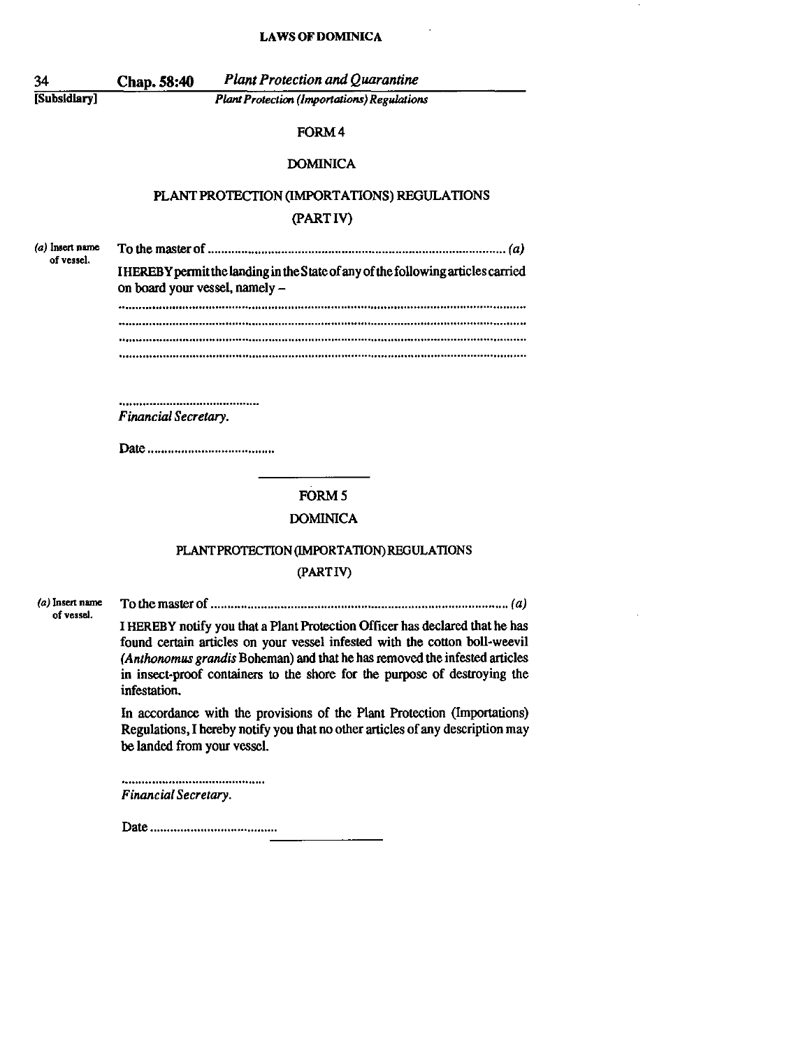## FORM 4

### DOMINICA

### PLANT PROTECTION (IMPORTATIONS) REGULATIONS

### (PART IV)

(a) Insert name of vessel.

To the master of ........................................................................................ (a)

I HEREBY permit the landing in the State of any of the following articles carried on board your vessel, namely –

..........................................................................................................................

..........................................................................................................................

..........................................................................................................................

..........................................................................................................................

............................................
*Financial Secretary.*

Date ......................................

## FORM 5

### DOMINICA

### PLANT PROTECTION (IMPORTATION) REGULATIONS

### (PART IV)

(a) Insert name of vessel.

To the master of ........................................................................................ (a)

I HEREBY notify you that a Plant Protection Officer has declared that he has found certain articles on your vessel infested with the cotton boll-weevil (*Anthonomus grandis* Boheman) and that he has removed the infested articles in insect-proof containers to the shore for the purpose of destroying the infestation.

In accordance with the provisions of the Plant Protection (Importations) Regulations, I hereby notify you that no other articles of any description may be landed from your vessel.

............................................
*Financial Secretary.*

Date ......................................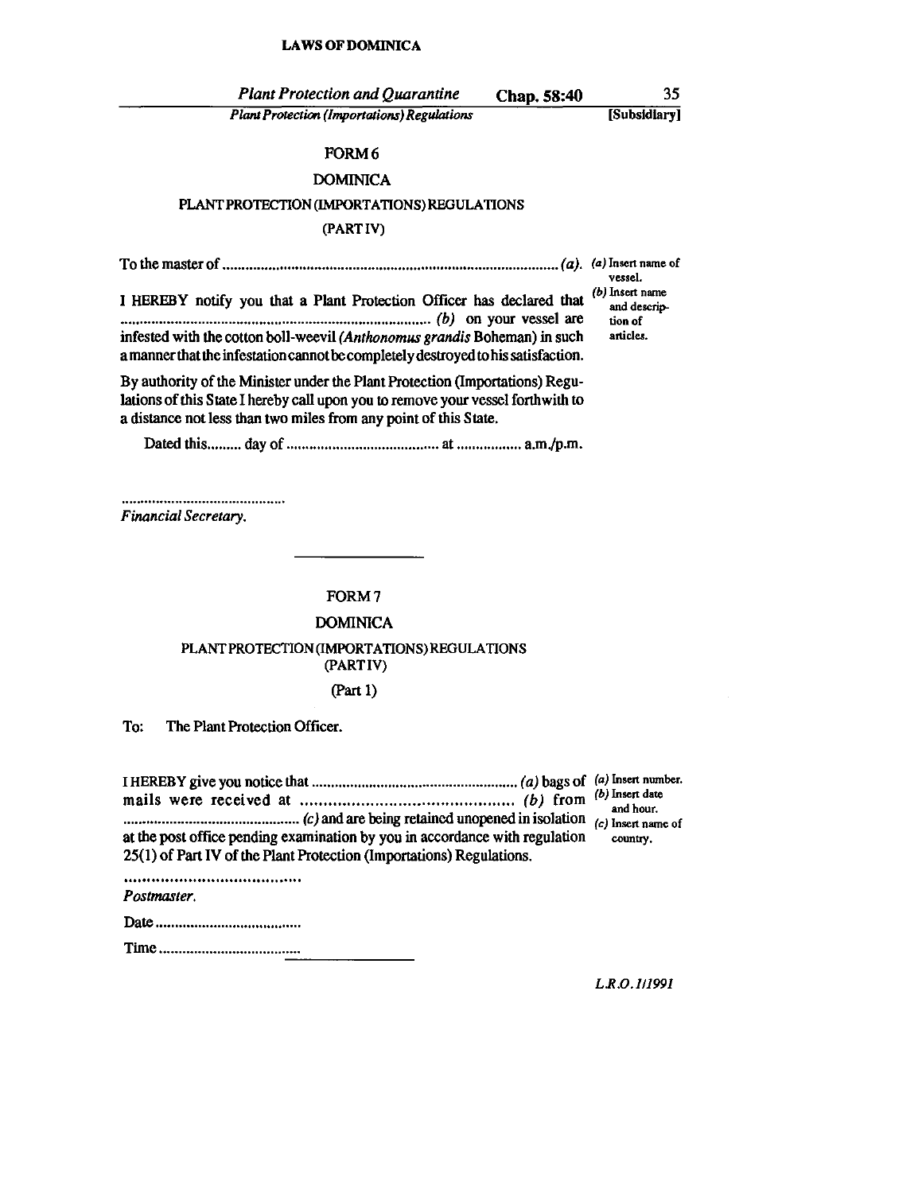FORM 6

DOMINICA

PLANT PROTECTION (IMPORTATIONS) REGULATIONS

(PART IV)

To the master of ........................................................................................ *(a)*.

*(a)* Insert name of vessel.

I HEREBY notify you that a Plant Protection Officer has declared that ................................................................................ *(b)* on your vessel are infested with the cotton boll-weevil *(Anthonomus grandis* Boheman) in such a manner that the infestation cannot be completely destroyed to his satisfaction.

*(b)* Insert name and description of articles.

By authority of the Minister under the Plant Protection (Importations) Regulations of this State I hereby call upon you to remove your vessel forthwith to a distance not less than two miles from any point of this State.

Dated this......... day of ......................................... at ................. a.m./p.m.

............................................

*Financial Secretary.*

---

FORM 7

DOMINICA

PLANT PROTECTION (IMPORTATIONS) REGULATIONS

(PART IV)

(Part 1)

To: The Plant Protection Officer.

I HEREBY give you notice that ...................................................... *(a)* bags of mails were received at ............................................ *(b)* from ............................................ *(c)* and are being retained unopened in isolation at the post office pending examination by you in accordance with regulation 25(1) of Part IV of the Plant Protection (Importations) Regulations.

*(a)* Insert number.
*(b)* Insert date and hour.
*(c)* Insert name of country.

.........................................

*Postmaster.*

Date ......................................

Time .....................................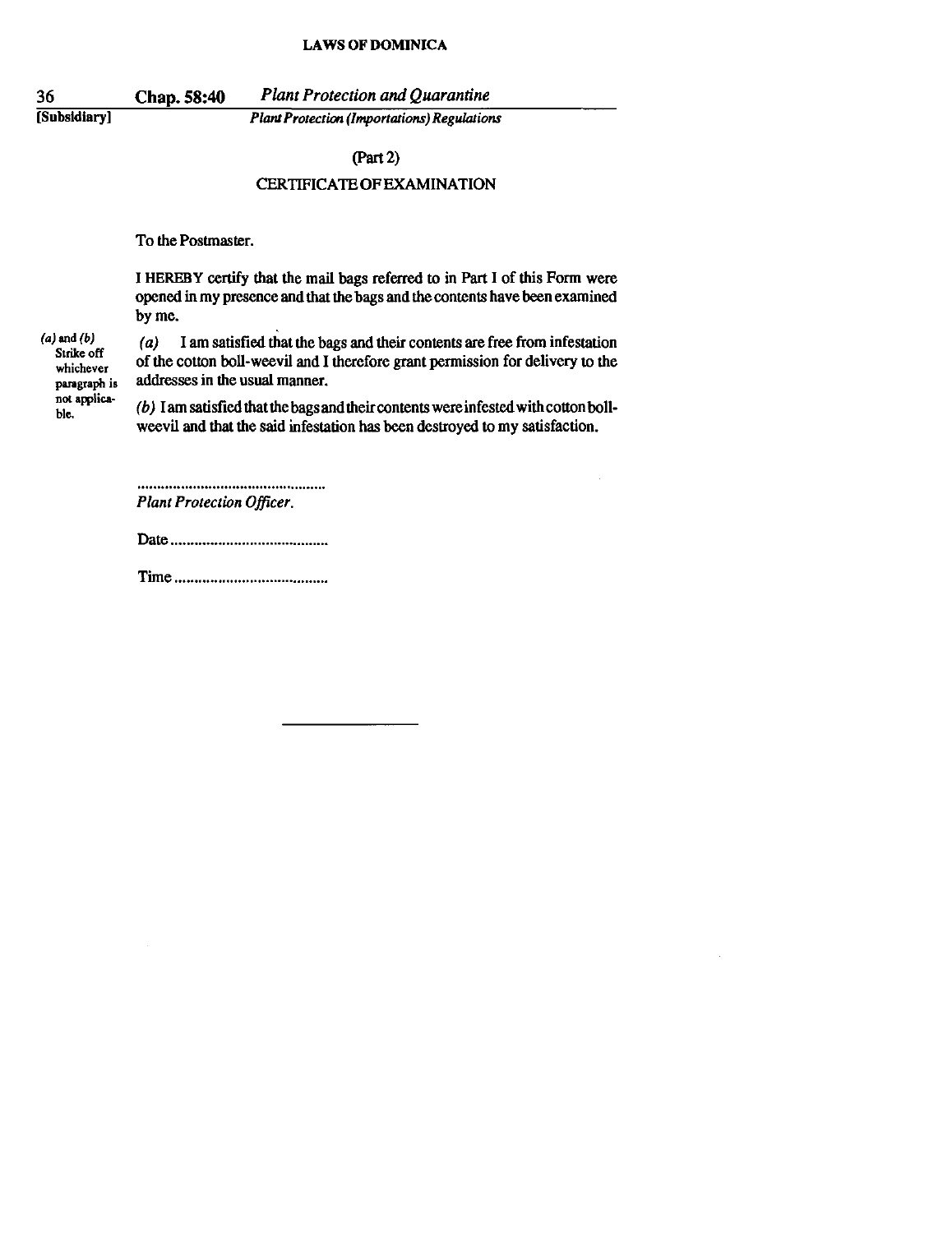(Part 2)

CERTIFICATE OF EXAMINATION

To the Postmaster.

I HEREBY certify that the mail bags referred to in Part I of this Form were opened in my presence and that the bags and the contents have been examined by me.

(a) and (b) Strike off whichever paragraph is not applicable.

*(a)* I am satisfied that the bags and their contents are free from infestation of the cotton boll-weevil and I therefore grant permission for delivery to the addresses in the usual manner.

*(b)* I am satisfied that the bags and their contents were infested with cotton boll-weevil and that the said infestation has been destroyed to my satisfaction.

.................................................

*Plant Protection Officer.*

Date .........................................

Time .........................................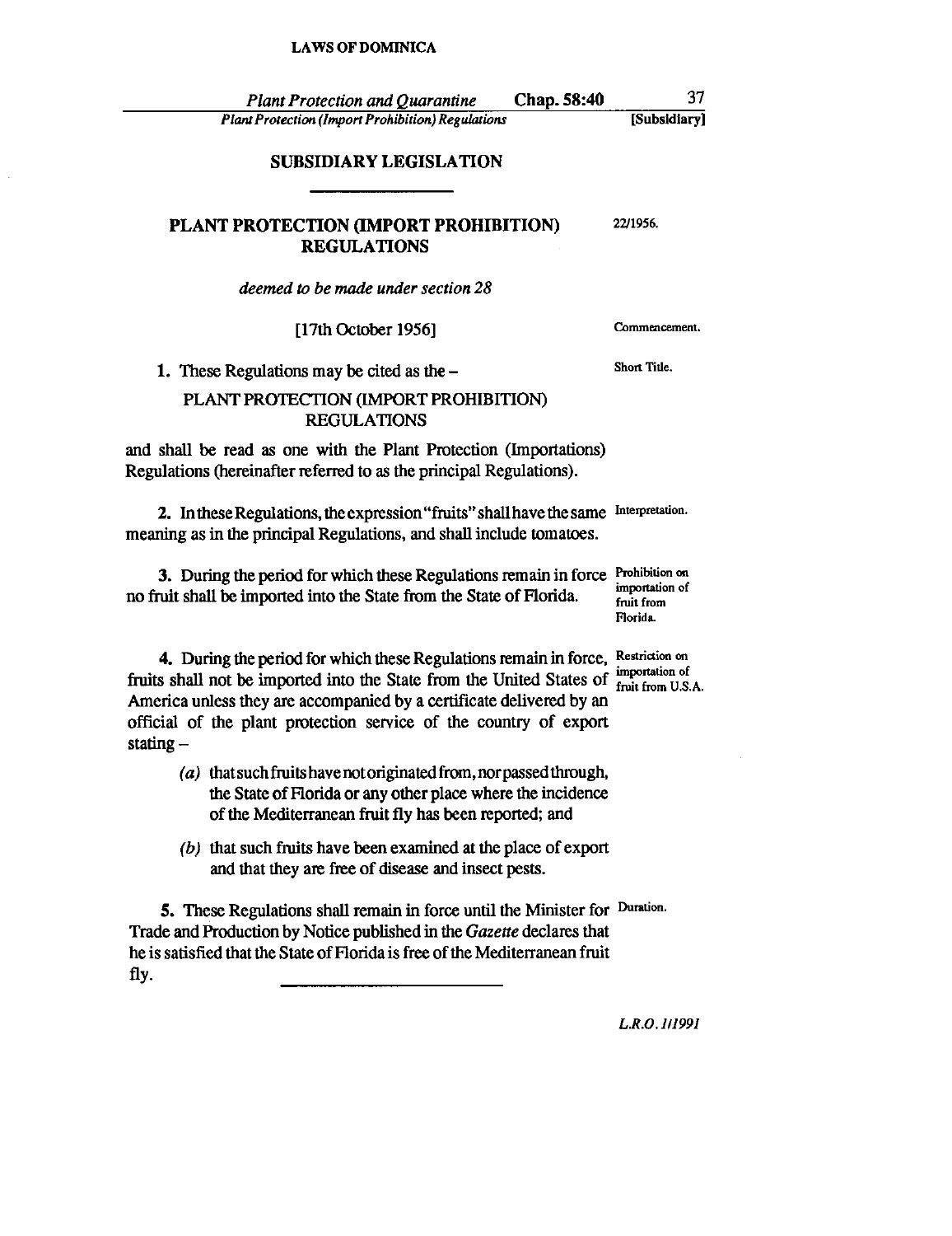## SUBSIDIARY LEGISLATION

## PLANT PROTECTION (IMPORT PROHIBITION) REGULATIONS

22/1956.

*deemed to be made under section 28*

[17th October 1956]

Commencement.

Short Title.

**1.** These Regulations may be cited as the –

PLANT PROTECTION (IMPORT PROHIBITION) REGULATIONS

and shall be read as one with the Plant Protection (Importations) Regulations (hereinafter referred to as the principal Regulations).

Interpretation.

**2.** In these Regulations, the expression "fruits" shall have the same meaning as in the principal Regulations, and shall include tomatoes.

Prohibition on importation of fruit from Florida.

**3.** During the period for which these Regulations remain in force no fruit shall be imported into the State from the State of Florida.

Restriction on importation of fruit from U.S.A.

**4.** During the period for which these Regulations remain in force, fruits shall not be imported into the State from the United States of America unless they are accompanied by a certificate delivered by an official of the plant protection service of the country of export stating –

*(a)* that such fruits have not originated from, nor passed through, the State of Florida or any other place where the incidence of the Mediterranean fruit fly has been reported; and

*(b)* that such fruits have been examined at the place of export and that they are free of disease and insect pests.

Duration.

**5.** These Regulations shall remain in force until the Minister for Trade and Production by Notice published in the *Gazette* declares that he is satisfied that the State of Florida is free of the Mediterranean fruit fly.